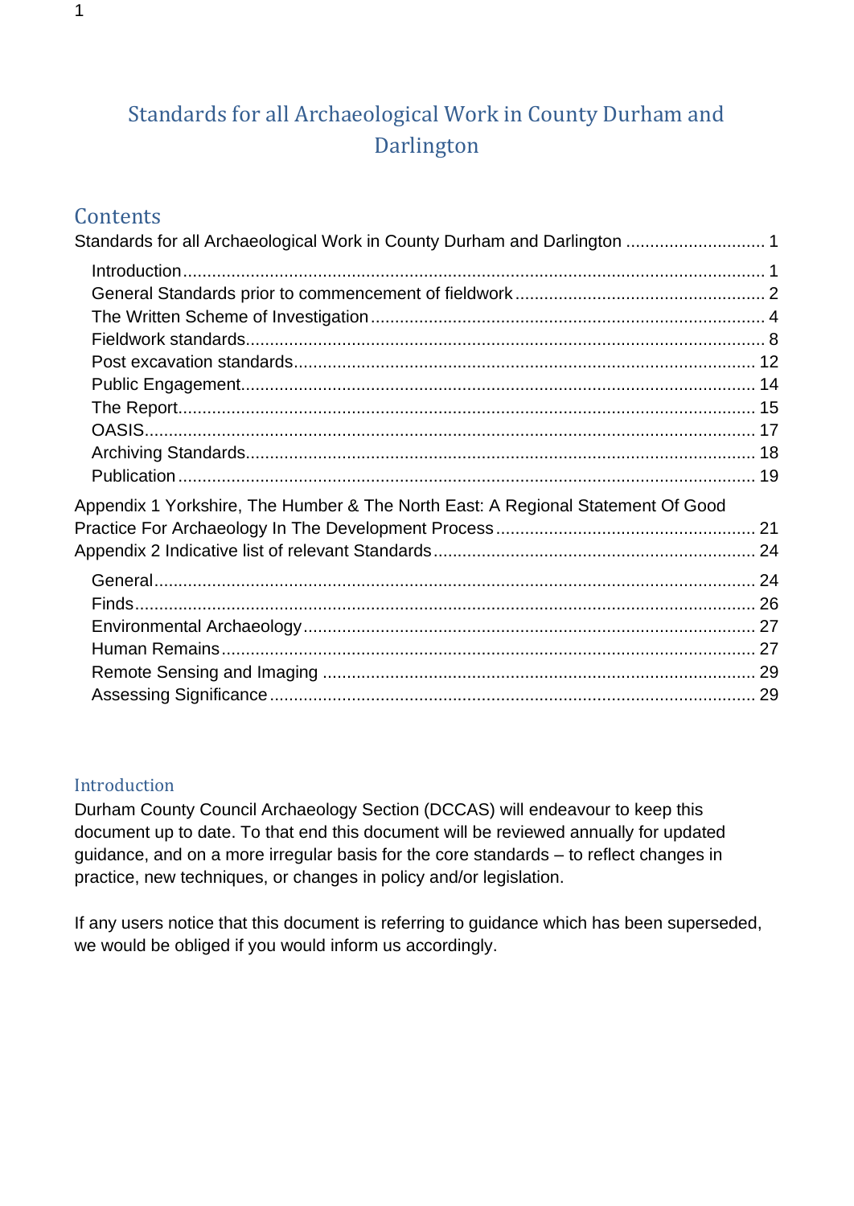# Standards for all Archaeological Work in County Durham and Darlington

## Contents

Standards for all Archaeological Work in County Durham and Darlington ............................ 1

- Introduction ............................................................................................................... 1
- General Standards prior to commencement of fieldwork .................................................. 2
- The Written Scheme of Investigation ................................................................................ 4
- Fieldwork standards .......................................................................................................... 8
- Post excavation standards ............................................................................................... 12
- Public Engagement ......................................................................................................... 14
- The Report ...................................................................................................................... 15
- OASIS ............................................................................................................................. 17
- Archiving Standards ........................................................................................................ 18
- Publication ...................................................................................................................... 19

Appendix 1 Yorkshire, The Humber & The North East: A Regional Statement Of Good Practice For Archaeology In The Development Process ..................................................... 21

Appendix 2 Indicative list of relevant Standards ................................................................. 24

- General ........................................................................................................................... 24
- Finds ............................................................................................................................... 26
- Environmental Archaeology ............................................................................................ 27
- Human Remains ............................................................................................................. 27
- Remote Sensing and Imaging ......................................................................................... 29
- Assessing Significance .................................................................................................... 29

## Introduction

Durham County Council Archaeology Section (DCCAS) will endeavour to keep this document up to date. To that end this document will be reviewed annually for updated guidance, and on a more irregular basis for the core standards – to reflect changes in practice, new techniques, or changes in policy and/or legislation.

If any users notice that this document is referring to guidance which has been superseded, we would be obliged if you would inform us accordingly.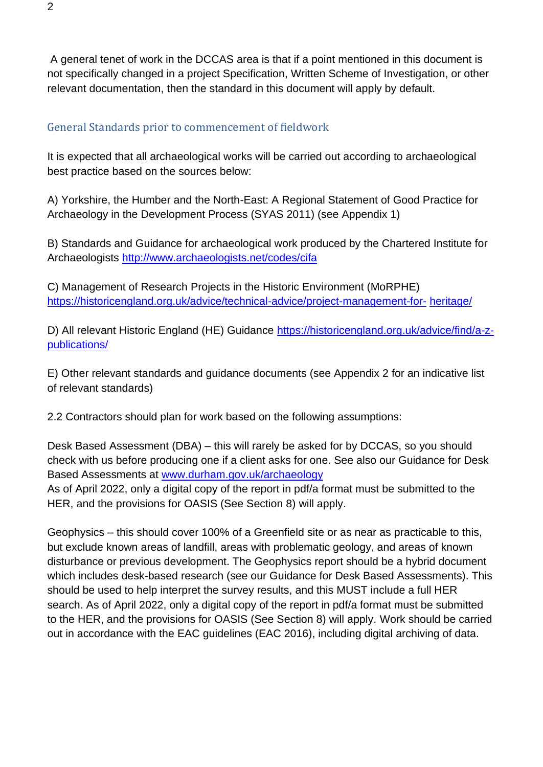A general tenet of work in the DCCAS area is that if a point mentioned in this document is not specifically changed in a project Specification, Written Scheme of Investigation, or other relevant documentation, then the standard in this document will apply by default.

## General Standards prior to commencement of fieldwork

It is expected that all archaeological works will be carried out according to archaeological best practice based on the sources below:

A) Yorkshire, the Humber and the North-East: A Regional Statement of Good Practice for Archaeology in the Development Process (SYAS 2011) (see Appendix 1)

B) Standards and Guidance for archaeological work produced by the Chartered Institute for Archaeologists http://www.archaeologists.net/codes/cifa

C) Management of Research Projects in the Historic Environment (MoRPHE) https://historicengland.org.uk/advice/technical-advice/project-management-for-heritage/

D) All relevant Historic England (HE) Guidance https://historicengland.org.uk/advice/find/a-z-publications/

E) Other relevant standards and guidance documents (see Appendix 2 for an indicative list of relevant standards)

2.2 Contractors should plan for work based on the following assumptions:

Desk Based Assessment (DBA) – this will rarely be asked for by DCCAS, so you should check with us before producing one if a client asks for one. See also our Guidance for Desk Based Assessments at www.durham.gov.uk/archaeology
As of April 2022, only a digital copy of the report in pdf/a format must be submitted to the HER, and the provisions for OASIS (See Section 8) will apply.

Geophysics – this should cover 100% of a Greenfield site or as near as practicable to this, but exclude known areas of landfill, areas with problematic geology, and areas of known disturbance or previous development. The Geophysics report should be a hybrid document which includes desk-based research (see our Guidance for Desk Based Assessments). This should be used to help interpret the survey results, and this MUST include a full HER search. As of April 2022, only a digital copy of the report in pdf/a format must be submitted to the HER, and the provisions for OASIS (See Section 8) will apply. Work should be carried out in accordance with the EAC guidelines (EAC 2016), including digital archiving of data.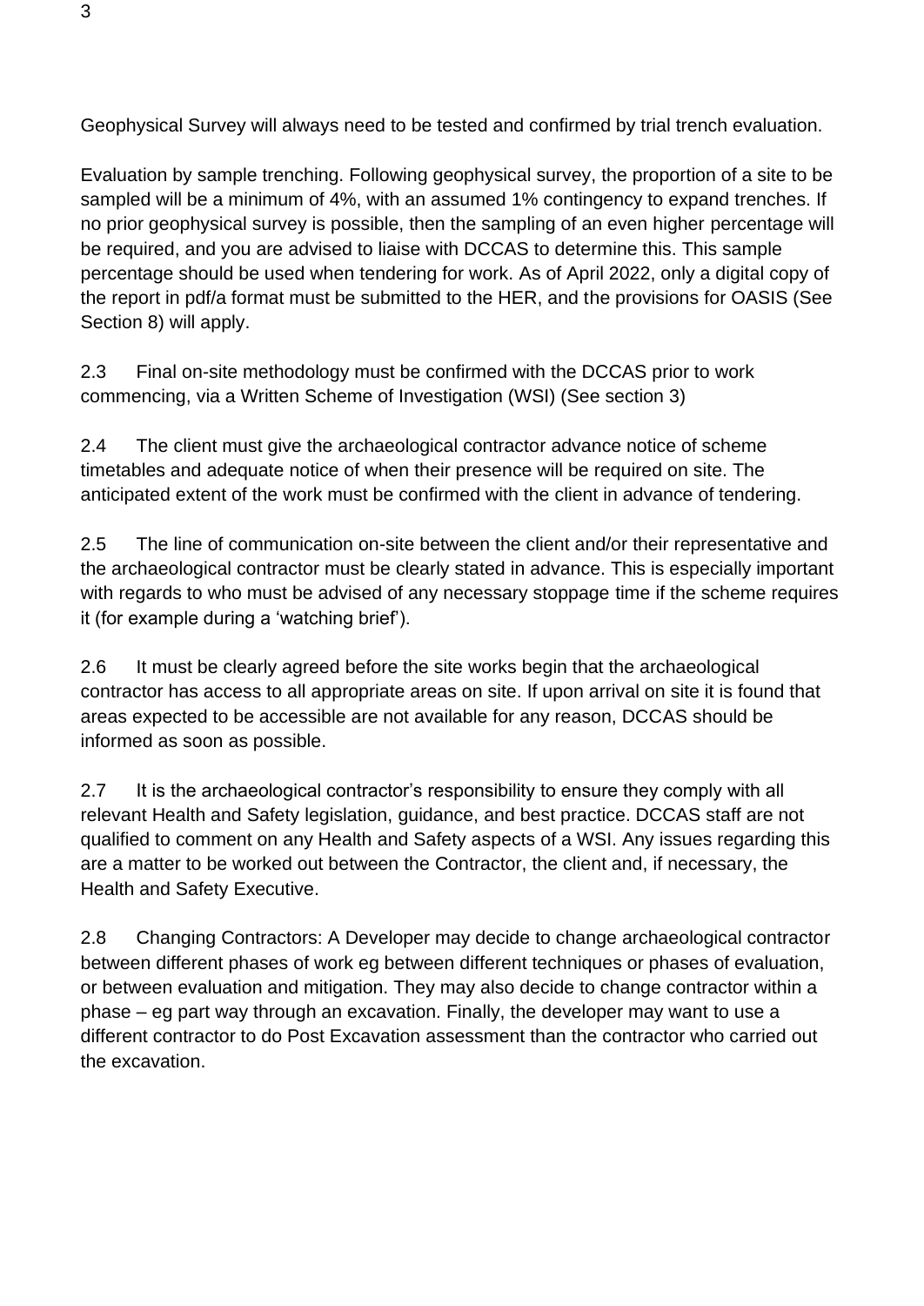Geophysical Survey will always need to be tested and confirmed by trial trench evaluation.

Evaluation by sample trenching. Following geophysical survey, the proportion of a site to be sampled will be a minimum of 4%, with an assumed 1% contingency to expand trenches. If no prior geophysical survey is possible, then the sampling of an even higher percentage will be required, and you are advised to liaise with DCCAS to determine this. This sample percentage should be used when tendering for work. As of April 2022, only a digital copy of the report in pdf/a format must be submitted to the HER, and the provisions for OASIS (See Section 8) will apply.

2.3 Final on-site methodology must be confirmed with the DCCAS prior to work commencing, via a Written Scheme of Investigation (WSI) (See section 3)

2.4 The client must give the archaeological contractor advance notice of scheme timetables and adequate notice of when their presence will be required on site. The anticipated extent of the work must be confirmed with the client in advance of tendering.

2.5 The line of communication on-site between the client and/or their representative and the archaeological contractor must be clearly stated in advance. This is especially important with regards to who must be advised of any necessary stoppage time if the scheme requires it (for example during a 'watching brief').

2.6 It must be clearly agreed before the site works begin that the archaeological contractor has access to all appropriate areas on site. If upon arrival on site it is found that areas expected to be accessible are not available for any reason, DCCAS should be informed as soon as possible.

2.7 It is the archaeological contractor's responsibility to ensure they comply with all relevant Health and Safety legislation, guidance, and best practice. DCCAS staff are not qualified to comment on any Health and Safety aspects of a WSI. Any issues regarding this are a matter to be worked out between the Contractor, the client and, if necessary, the Health and Safety Executive.

2.8 Changing Contractors: A Developer may decide to change archaeological contractor between different phases of work eg between different techniques or phases of evaluation, or between evaluation and mitigation. They may also decide to change contractor within a phase – eg part way through an excavation. Finally, the developer may want to use a different contractor to do Post Excavation assessment than the contractor who carried out the excavation.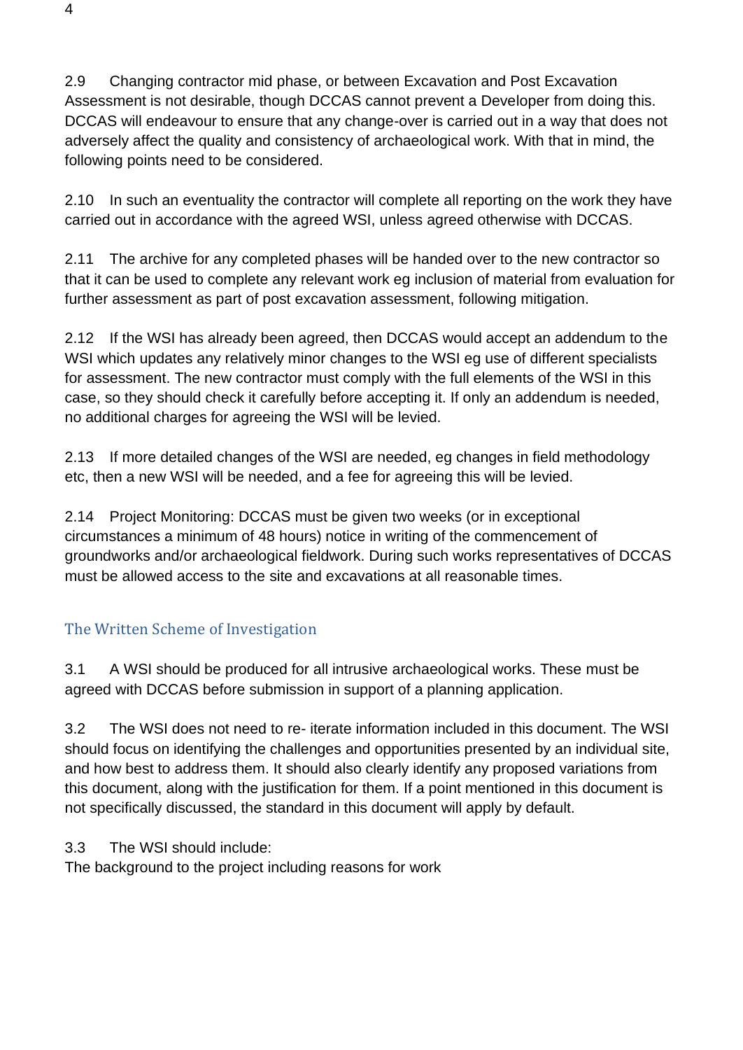2.9 Changing contractor mid phase, or between Excavation and Post Excavation Assessment is not desirable, though DCCAS cannot prevent a Developer from doing this. DCCAS will endeavour to ensure that any change-over is carried out in a way that does not adversely affect the quality and consistency of archaeological work. With that in mind, the following points need to be considered.

2.10 In such an eventuality the contractor will complete all reporting on the work they have carried out in accordance with the agreed WSI, unless agreed otherwise with DCCAS.

2.11 The archive for any completed phases will be handed over to the new contractor so that it can be used to complete any relevant work eg inclusion of material from evaluation for further assessment as part of post excavation assessment, following mitigation.

2.12 If the WSI has already been agreed, then DCCAS would accept an addendum to the WSI which updates any relatively minor changes to the WSI eg use of different specialists for assessment. The new contractor must comply with the full elements of the WSI in this case, so they should check it carefully before accepting it. If only an addendum is needed, no additional charges for agreeing the WSI will be levied.

2.13 If more detailed changes of the WSI are needed, eg changes in field methodology etc, then a new WSI will be needed, and a fee for agreeing this will be levied.

2.14 Project Monitoring: DCCAS must be given two weeks (or in exceptional circumstances a minimum of 48 hours) notice in writing of the commencement of groundworks and/or archaeological fieldwork. During such works representatives of DCCAS must be allowed access to the site and excavations at all reasonable times.

## The Written Scheme of Investigation

3.1 A WSI should be produced for all intrusive archaeological works. These must be agreed with DCCAS before submission in support of a planning application.

3.2 The WSI does not need to re- iterate information included in this document. The WSI should focus on identifying the challenges and opportunities presented by an individual site, and how best to address them. It should also clearly identify any proposed variations from this document, along with the justification for them. If a point mentioned in this document is not specifically discussed, the standard in this document will apply by default.

3.3 The WSI should include:

The background to the project including reasons for work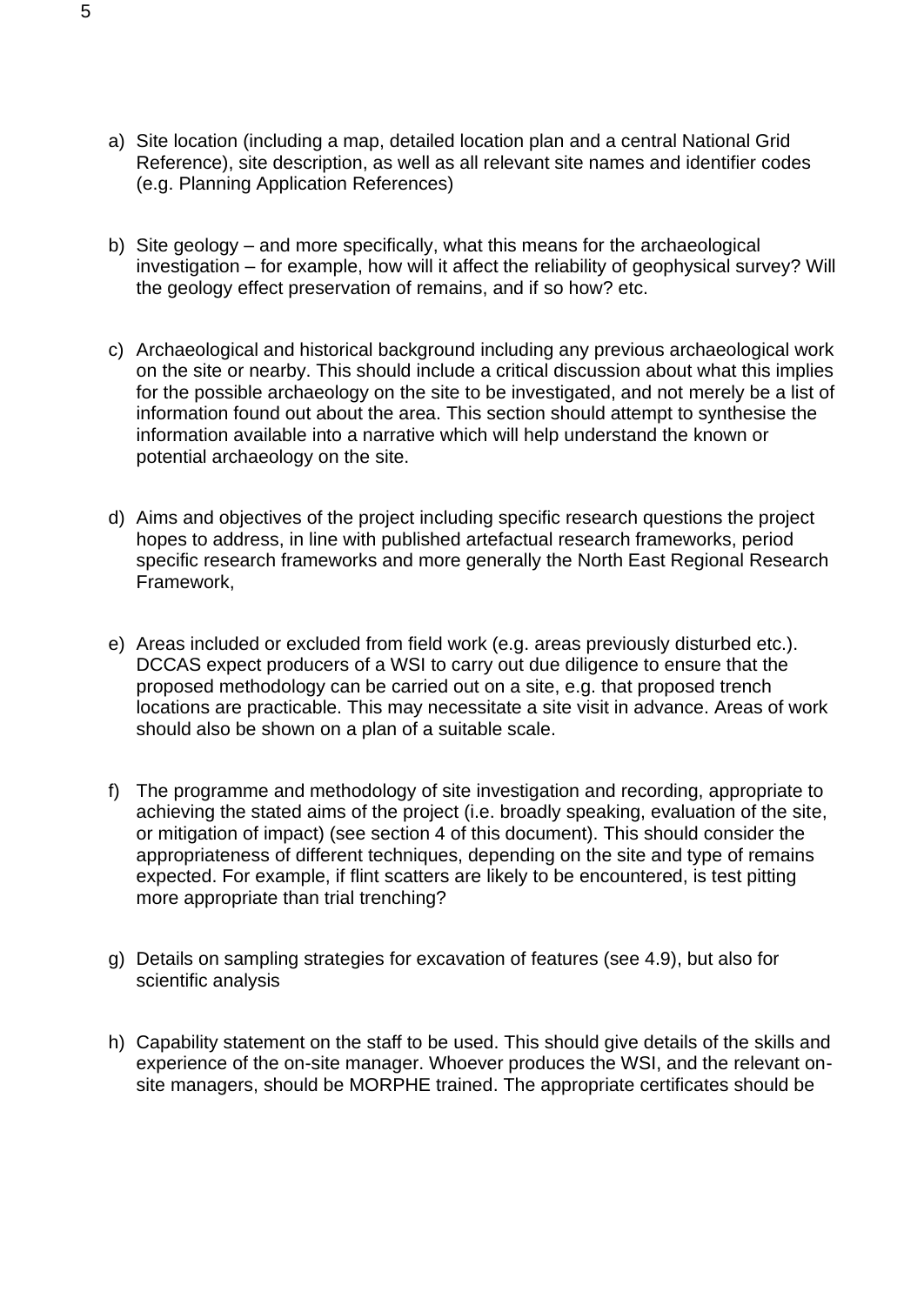a) Site location (including a map, detailed location plan and a central National Grid Reference), site description, as well as all relevant site names and identifier codes (e.g. Planning Application References)

b) Site geology – and more specifically, what this means for the archaeological investigation – for example, how will it affect the reliability of geophysical survey? Will the geology effect preservation of remains, and if so how? etc.

c) Archaeological and historical background including any previous archaeological work on the site or nearby. This should include a critical discussion about what this implies for the possible archaeology on the site to be investigated, and not merely be a list of information found out about the area. This section should attempt to synthesise the information available into a narrative which will help understand the known or potential archaeology on the site.

d) Aims and objectives of the project including specific research questions the project hopes to address, in line with published artefactual research frameworks, period specific research frameworks and more generally the North East Regional Research Framework,

e) Areas included or excluded from field work (e.g. areas previously disturbed etc.). DCCAS expect producers of a WSI to carry out due diligence to ensure that the proposed methodology can be carried out on a site, e.g. that proposed trench locations are practicable. This may necessitate a site visit in advance. Areas of work should also be shown on a plan of a suitable scale.

f) The programme and methodology of site investigation and recording, appropriate to achieving the stated aims of the project (i.e. broadly speaking, evaluation of the site, or mitigation of impact) (see section 4 of this document). This should consider the appropriateness of different techniques, depending on the site and type of remains expected. For example, if flint scatters are likely to be encountered, is test pitting more appropriate than trial trenching?

g) Details on sampling strategies for excavation of features (see 4.9), but also for scientific analysis

h) Capability statement on the staff to be used. This should give details of the skills and experience of the on-site manager. Whoever produces the WSI, and the relevant on-site managers, should be MORPHE trained. The appropriate certificates should be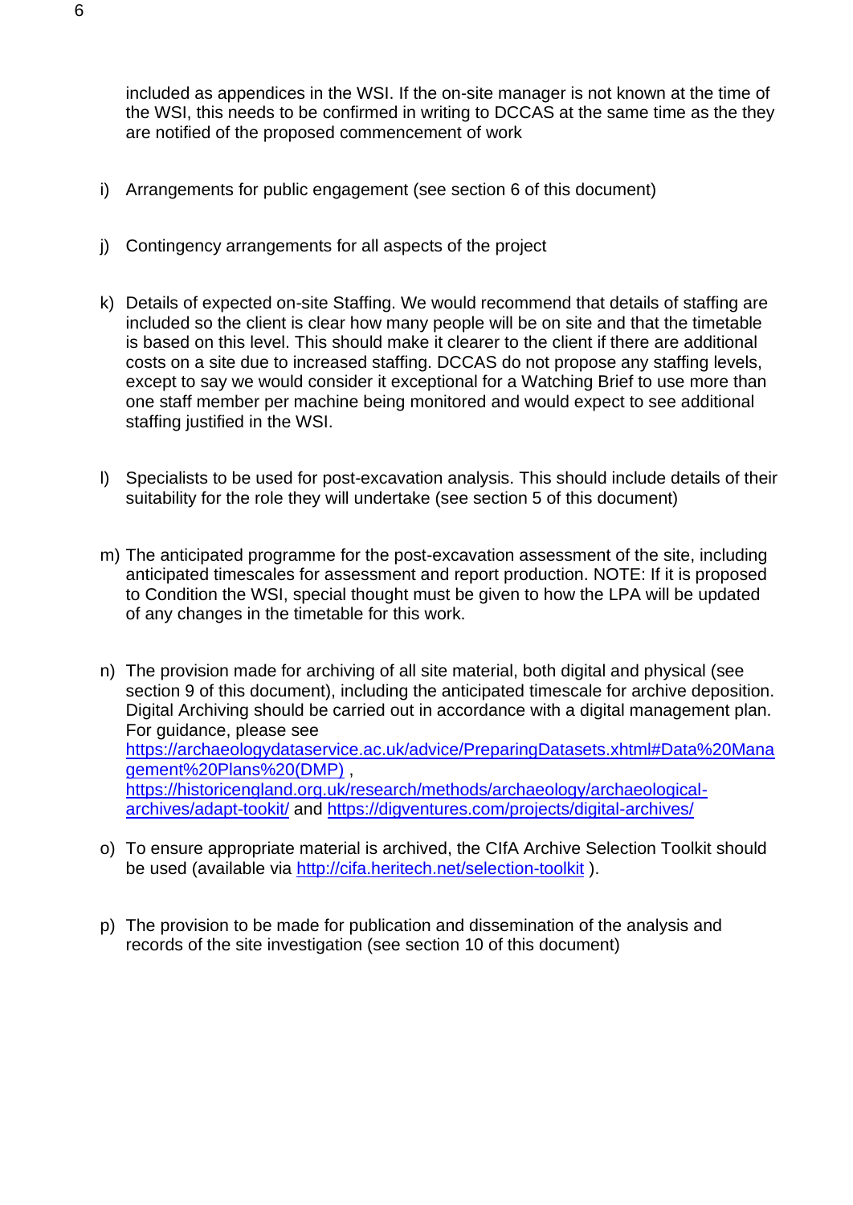included as appendices in the WSI. If the on-site manager is not known at the time of the WSI, this needs to be confirmed in writing to DCCAS at the same time as the they are notified of the proposed commencement of work

i) Arrangements for public engagement (see section 6 of this document)

j) Contingency arrangements for all aspects of the project

k) Details of expected on-site Staffing. We would recommend that details of staffing are included so the client is clear how many people will be on site and that the timetable is based on this level. This should make it clearer to the client if there are additional costs on a site due to increased staffing. DCCAS do not propose any staffing levels, except to say we would consider it exceptional for a Watching Brief to use more than one staff member per machine being monitored and would expect to see additional staffing justified in the WSI.

l) Specialists to be used for post-excavation analysis. This should include details of their suitability for the role they will undertake (see section 5 of this document)

m) The anticipated programme for the post-excavation assessment of the site, including anticipated timescales for assessment and report production. NOTE: If it is proposed to Condition the WSI, special thought must be given to how the LPA will be updated of any changes in the timetable for this work.

n) The provision made for archiving of all site material, both digital and physical (see section 9 of this document), including the anticipated timescale for archive deposition. Digital Archiving should be carried out in accordance with a digital management plan. For guidance, please see https://archaeologydataservice.ac.uk/advice/PreparingDatasets.xhtml#Data%20Management%20Plans%20(DMP) , https://historicengland.org.uk/research/methods/archaeology/archaeological-archives/adapt-tookit/ and https://digventures.com/projects/digital-archives/

o) To ensure appropriate material is archived, the CIfA Archive Selection Toolkit should be used (available via http://cifa.heritech.net/selection-toolkit ).

p) The provision to be made for publication and dissemination of the analysis and records of the site investigation (see section 10 of this document)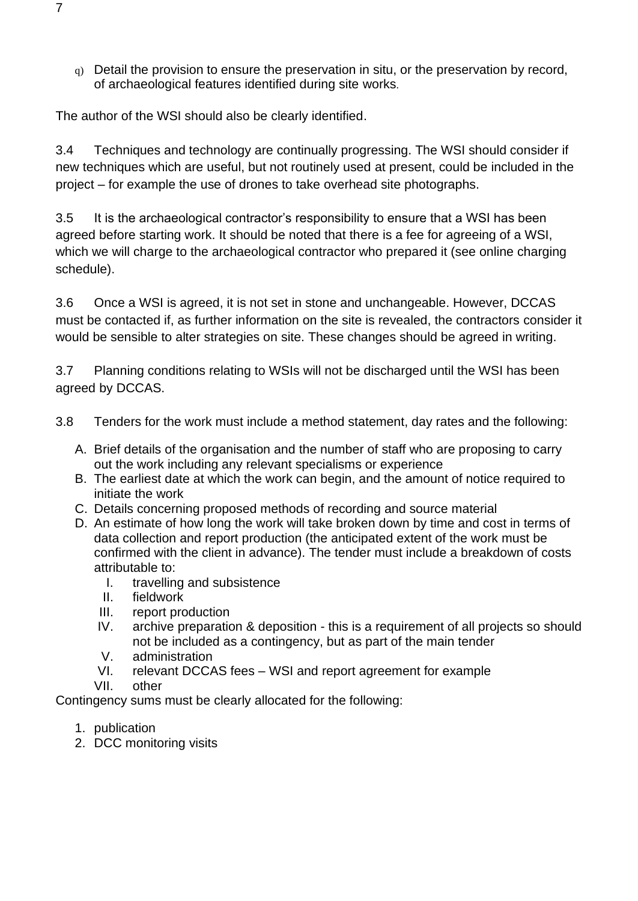q) Detail the provision to ensure the preservation in situ, or the preservation by record, of archaeological features identified during site works.

The author of the WSI should also be clearly identified.

3.4 Techniques and technology are continually progressing. The WSI should consider if new techniques which are useful, but not routinely used at present, could be included in the project – for example the use of drones to take overhead site photographs.

3.5 It is the archaeological contractor's responsibility to ensure that a WSI has been agreed before starting work. It should be noted that there is a fee for agreeing of a WSI, which we will charge to the archaeological contractor who prepared it (see online charging schedule).

3.6 Once a WSI is agreed, it is not set in stone and unchangeable. However, DCCAS must be contacted if, as further information on the site is revealed, the contractors consider it would be sensible to alter strategies on site. These changes should be agreed in writing.

3.7 Planning conditions relating to WSIs will not be discharged until the WSI has been agreed by DCCAS.

3.8 Tenders for the work must include a method statement, day rates and the following:

A. Brief details of the organisation and the number of staff who are proposing to carry out the work including any relevant specialisms or experience
B. The earliest date at which the work can begin, and the amount of notice required to initiate the work
C. Details concerning proposed methods of recording and source material
D. An estimate of how long the work will take broken down by time and cost in terms of data collection and report production (the anticipated extent of the work must be confirmed with the client in advance). The tender must include a breakdown of costs attributable to:
    I. travelling and subsistence
    II. fieldwork
    III. report production
    IV. archive preparation & deposition - this is a requirement of all projects so should not be included as a contingency, but as part of the main tender
    V. administration
    VI. relevant DCCAS fees – WSI and report agreement for example
    VII. other

Contingency sums must be clearly allocated for the following:

1. publication
2. DCC monitoring visits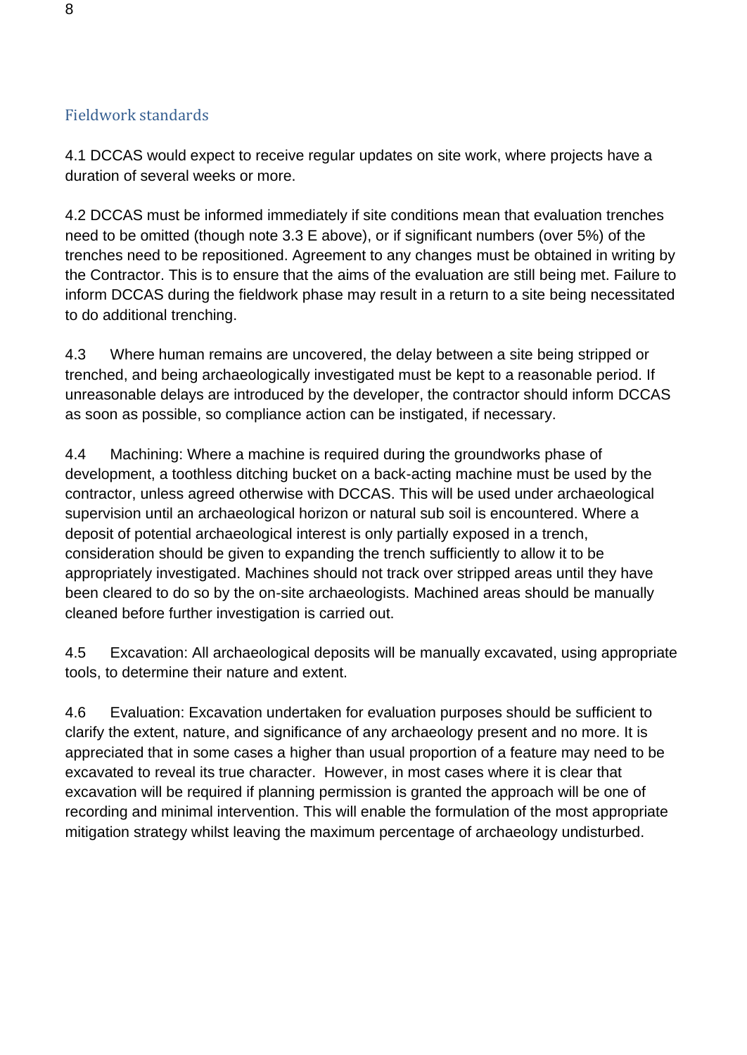## Fieldwork standards

4.1 DCCAS would expect to receive regular updates on site work, where projects have a duration of several weeks or more.

4.2 DCCAS must be informed immediately if site conditions mean that evaluation trenches need to be omitted (though note 3.3 E above), or if significant numbers (over 5%) of the trenches need to be repositioned. Agreement to any changes must be obtained in writing by the Contractor. This is to ensure that the aims of the evaluation are still being met. Failure to inform DCCAS during the fieldwork phase may result in a return to a site being necessitated to do additional trenching.

4.3 Where human remains are uncovered, the delay between a site being stripped or trenched, and being archaeologically investigated must be kept to a reasonable period. If unreasonable delays are introduced by the developer, the contractor should inform DCCAS as soon as possible, so compliance action can be instigated, if necessary.

4.4 Machining: Where a machine is required during the groundworks phase of development, a toothless ditching bucket on a back-acting machine must be used by the contractor, unless agreed otherwise with DCCAS. This will be used under archaeological supervision until an archaeological horizon or natural sub soil is encountered. Where a deposit of potential archaeological interest is only partially exposed in a trench, consideration should be given to expanding the trench sufficiently to allow it to be appropriately investigated. Machines should not track over stripped areas until they have been cleared to do so by the on-site archaeologists. Machined areas should be manually cleaned before further investigation is carried out.

4.5 Excavation: All archaeological deposits will be manually excavated, using appropriate tools, to determine their nature and extent.

4.6 Evaluation: Excavation undertaken for evaluation purposes should be sufficient to clarify the extent, nature, and significance of any archaeology present and no more. It is appreciated that in some cases a higher than usual proportion of a feature may need to be excavated to reveal its true character. However, in most cases where it is clear that excavation will be required if planning permission is granted the approach will be one of recording and minimal intervention. This will enable the formulation of the most appropriate mitigation strategy whilst leaving the maximum percentage of archaeology undisturbed.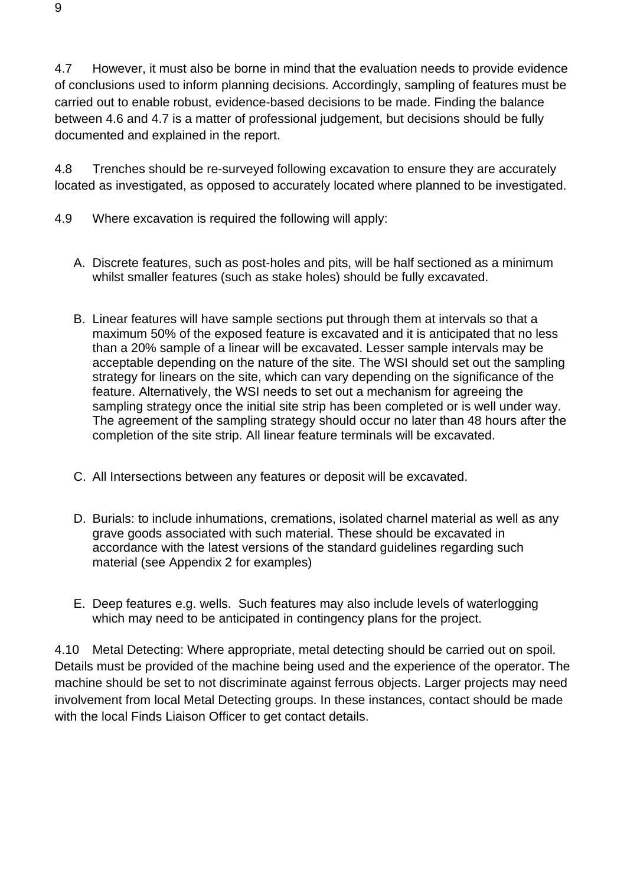4.7 However, it must also be borne in mind that the evaluation needs to provide evidence of conclusions used to inform planning decisions. Accordingly, sampling of features must be carried out to enable robust, evidence-based decisions to be made. Finding the balance between 4.6 and 4.7 is a matter of professional judgement, but decisions should be fully documented and explained in the report.

4.8 Trenches should be re-surveyed following excavation to ensure they are accurately located as investigated, as opposed to accurately located where planned to be investigated.

4.9 Where excavation is required the following will apply:

A. Discrete features, such as post-holes and pits, will be half sectioned as a minimum whilst smaller features (such as stake holes) should be fully excavated.

B. Linear features will have sample sections put through them at intervals so that a maximum 50% of the exposed feature is excavated and it is anticipated that no less than a 20% sample of a linear will be excavated. Lesser sample intervals may be acceptable depending on the nature of the site. The WSI should set out the sampling strategy for linears on the site, which can vary depending on the significance of the feature. Alternatively, the WSI needs to set out a mechanism for agreeing the sampling strategy once the initial site strip has been completed or is well under way. The agreement of the sampling strategy should occur no later than 48 hours after the completion of the site strip. All linear feature terminals will be excavated.

C. All Intersections between any features or deposit will be excavated.

D. Burials: to include inhumations, cremations, isolated charnel material as well as any grave goods associated with such material. These should be excavated in accordance with the latest versions of the standard guidelines regarding such material (see Appendix 2 for examples)

E. Deep features e.g. wells. Such features may also include levels of waterlogging which may need to be anticipated in contingency plans for the project.

4.10 Metal Detecting: Where appropriate, metal detecting should be carried out on spoil. Details must be provided of the machine being used and the experience of the operator. The machine should be set to not discriminate against ferrous objects. Larger projects may need involvement from local Metal Detecting groups. In these instances, contact should be made with the local Finds Liaison Officer to get contact details.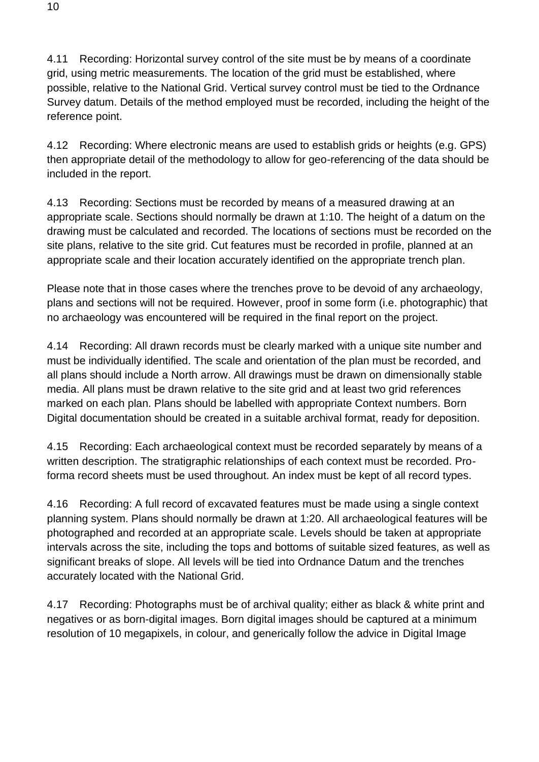4.11 Recording: Horizontal survey control of the site must be by means of a coordinate grid, using metric measurements. The location of the grid must be established, where possible, relative to the National Grid. Vertical survey control must be tied to the Ordnance Survey datum. Details of the method employed must be recorded, including the height of the reference point.

4.12 Recording: Where electronic means are used to establish grids or heights (e.g. GPS) then appropriate detail of the methodology to allow for geo-referencing of the data should be included in the report.

4.13 Recording: Sections must be recorded by means of a measured drawing at an appropriate scale. Sections should normally be drawn at 1:10. The height of a datum on the drawing must be calculated and recorded. The locations of sections must be recorded on the site plans, relative to the site grid. Cut features must be recorded in profile, planned at an appropriate scale and their location accurately identified on the appropriate trench plan.

Please note that in those cases where the trenches prove to be devoid of any archaeology, plans and sections will not be required. However, proof in some form (i.e. photographic) that no archaeology was encountered will be required in the final report on the project.

4.14 Recording: All drawn records must be clearly marked with a unique site number and must be individually identified. The scale and orientation of the plan must be recorded, and all plans should include a North arrow. All drawings must be drawn on dimensionally stable media. All plans must be drawn relative to the site grid and at least two grid references marked on each plan. Plans should be labelled with appropriate Context numbers. Born Digital documentation should be created in a suitable archival format, ready for deposition.

4.15 Recording: Each archaeological context must be recorded separately by means of a written description. The stratigraphic relationships of each context must be recorded. Pro-forma record sheets must be used throughout. An index must be kept of all record types.

4.16 Recording: A full record of excavated features must be made using a single context planning system. Plans should normally be drawn at 1:20. All archaeological features will be photographed and recorded at an appropriate scale. Levels should be taken at appropriate intervals across the site, including the tops and bottoms of suitable sized features, as well as significant breaks of slope. All levels will be tied into Ordnance Datum and the trenches accurately located with the National Grid.

4.17 Recording: Photographs must be of archival quality; either as black & white print and negatives or as born-digital images. Born digital images should be captured at a minimum resolution of 10 megapixels, in colour, and generically follow the advice in Digital Image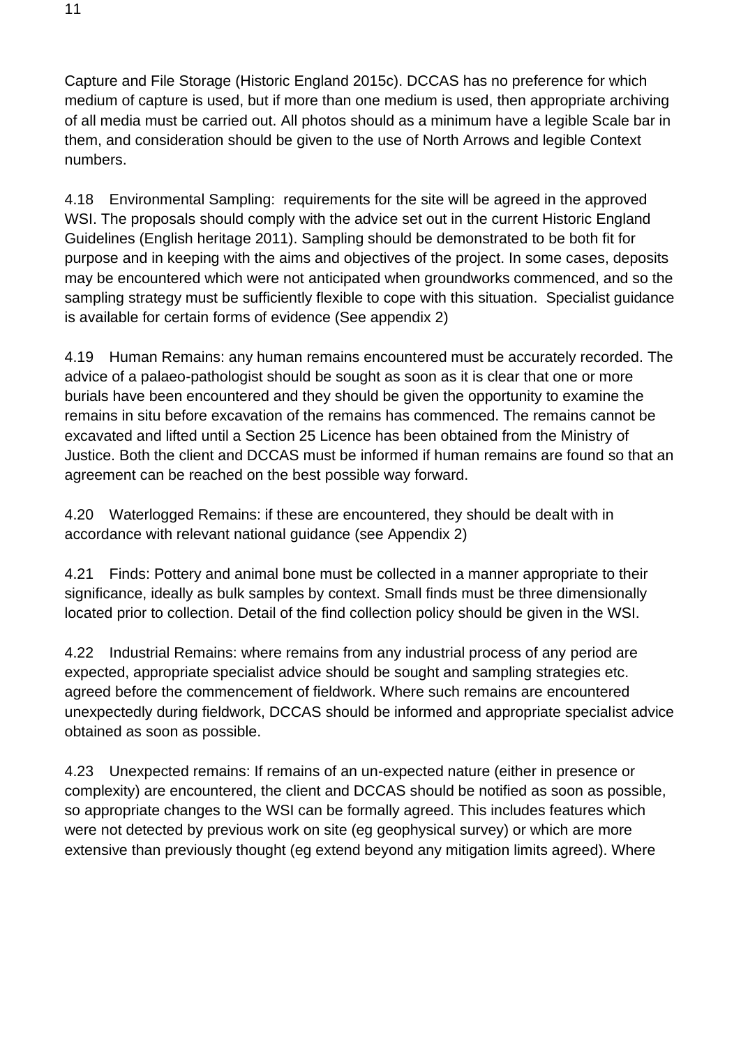Capture and File Storage (Historic England 2015c). DCCAS has no preference for which medium of capture is used, but if more than one medium is used, then appropriate archiving of all media must be carried out. All photos should as a minimum have a legible Scale bar in them, and consideration should be given to the use of North Arrows and legible Context numbers.

4.18 Environmental Sampling: requirements for the site will be agreed in the approved WSI. The proposals should comply with the advice set out in the current Historic England Guidelines (English heritage 2011). Sampling should be demonstrated to be both fit for purpose and in keeping with the aims and objectives of the project. In some cases, deposits may be encountered which were not anticipated when groundworks commenced, and so the sampling strategy must be sufficiently flexible to cope with this situation. Specialist guidance is available for certain forms of evidence (See appendix 2)

4.19 Human Remains: any human remains encountered must be accurately recorded. The advice of a palaeo-pathologist should be sought as soon as it is clear that one or more burials have been encountered and they should be given the opportunity to examine the remains in situ before excavation of the remains has commenced. The remains cannot be excavated and lifted until a Section 25 Licence has been obtained from the Ministry of Justice. Both the client and DCCAS must be informed if human remains are found so that an agreement can be reached on the best possible way forward.

4.20 Waterlogged Remains: if these are encountered, they should be dealt with in accordance with relevant national guidance (see Appendix 2)

4.21 Finds: Pottery and animal bone must be collected in a manner appropriate to their significance, ideally as bulk samples by context. Small finds must be three dimensionally located prior to collection. Detail of the find collection policy should be given in the WSI.

4.22 Industrial Remains: where remains from any industrial process of any period are expected, appropriate specialist advice should be sought and sampling strategies etc. agreed before the commencement of fieldwork. Where such remains are encountered unexpectedly during fieldwork, DCCAS should be informed and appropriate specialist advice obtained as soon as possible.

4.23 Unexpected remains: If remains of an un-expected nature (either in presence or complexity) are encountered, the client and DCCAS should be notified as soon as possible, so appropriate changes to the WSI can be formally agreed. This includes features which were not detected by previous work on site (eg geophysical survey) or which are more extensive than previously thought (eg extend beyond any mitigation limits agreed). Where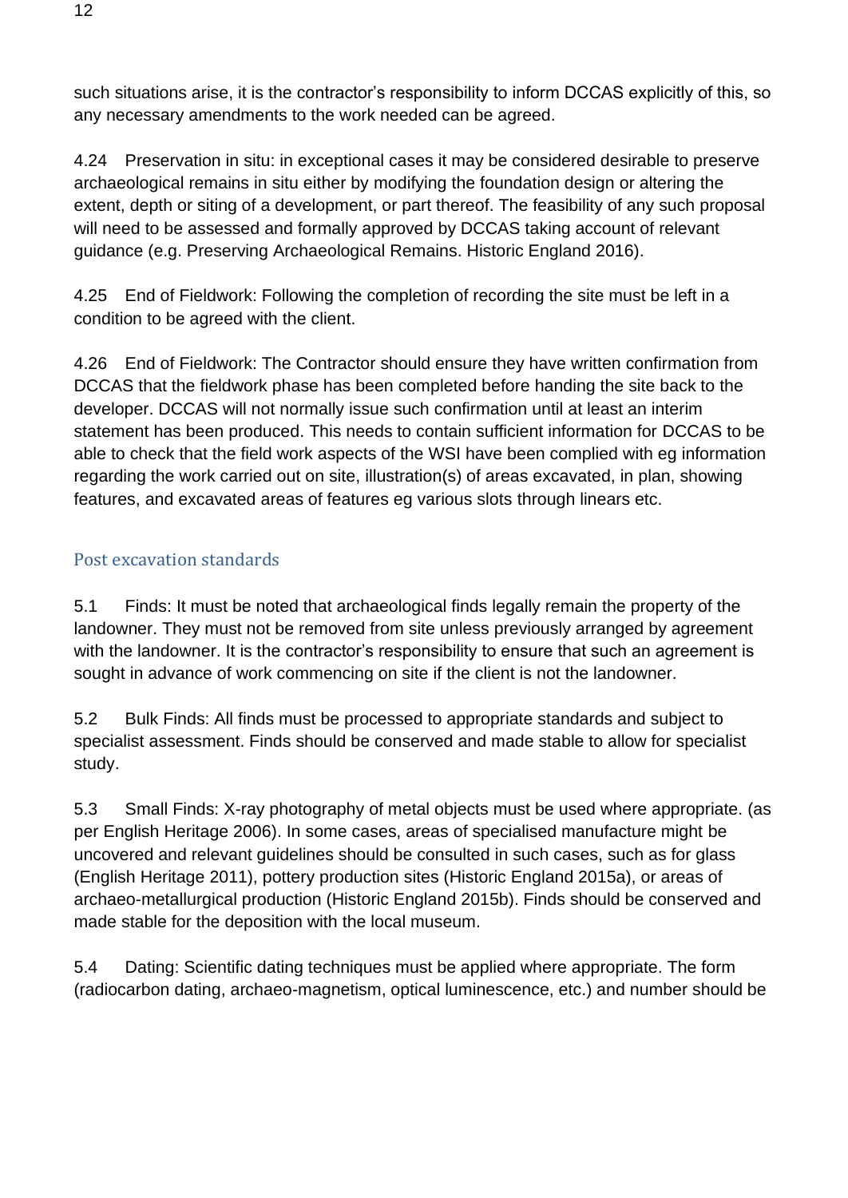such situations arise, it is the contractor's responsibility to inform DCCAS explicitly of this, so any necessary amendments to the work needed can be agreed.

4.24 Preservation in situ: in exceptional cases it may be considered desirable to preserve archaeological remains in situ either by modifying the foundation design or altering the extent, depth or siting of a development, or part thereof. The feasibility of any such proposal will need to be assessed and formally approved by DCCAS taking account of relevant guidance (e.g. Preserving Archaeological Remains. Historic England 2016).

4.25 End of Fieldwork: Following the completion of recording the site must be left in a condition to be agreed with the client.

4.26 End of Fieldwork: The Contractor should ensure they have written confirmation from DCCAS that the fieldwork phase has been completed before handing the site back to the developer. DCCAS will not normally issue such confirmation until at least an interim statement has been produced. This needs to contain sufficient information for DCCAS to be able to check that the field work aspects of the WSI have been complied with eg information regarding the work carried out on site, illustration(s) of areas excavated, in plan, showing features, and excavated areas of features eg various slots through linears etc.

## Post excavation standards

5.1 Finds: It must be noted that archaeological finds legally remain the property of the landowner. They must not be removed from site unless previously arranged by agreement with the landowner. It is the contractor's responsibility to ensure that such an agreement is sought in advance of work commencing on site if the client is not the landowner.

5.2 Bulk Finds: All finds must be processed to appropriate standards and subject to specialist assessment. Finds should be conserved and made stable to allow for specialist study.

5.3 Small Finds: X-ray photography of metal objects must be used where appropriate. (as per English Heritage 2006). In some cases, areas of specialised manufacture might be uncovered and relevant guidelines should be consulted in such cases, such as for glass (English Heritage 2011), pottery production sites (Historic England 2015a), or areas of archaeo-metallurgical production (Historic England 2015b). Finds should be conserved and made stable for the deposition with the local museum.

5.4 Dating: Scientific dating techniques must be applied where appropriate. The form (radiocarbon dating, archaeo-magnetism, optical luminescence, etc.) and number should be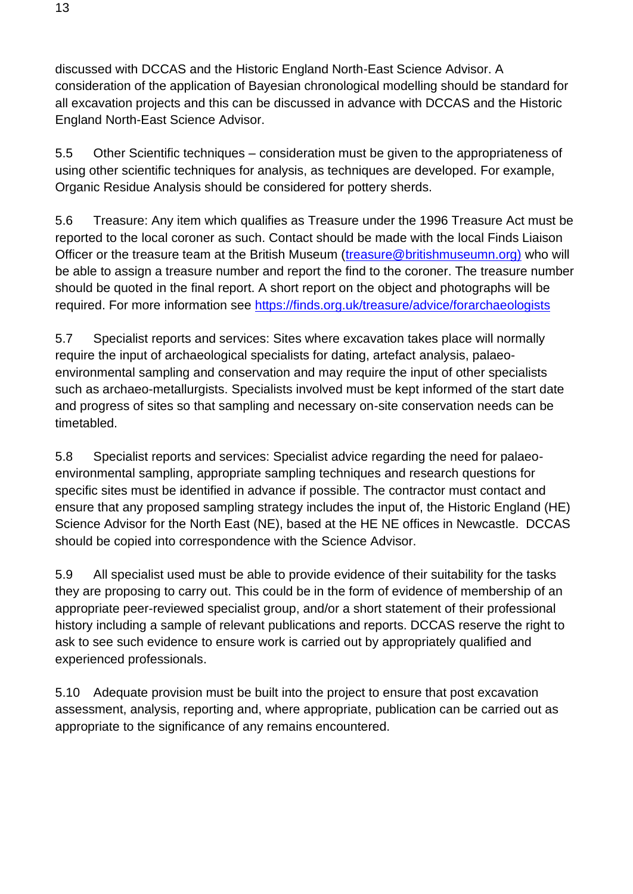discussed with DCCAS and the Historic England North-East Science Advisor. A consideration of the application of Bayesian chronological modelling should be standard for all excavation projects and this can be discussed in advance with DCCAS and the Historic England North-East Science Advisor.

5.5 Other Scientific techniques – consideration must be given to the appropriateness of using other scientific techniques for analysis, as techniques are developed. For example, Organic Residue Analysis should be considered for pottery sherds.

5.6 Treasure: Any item which qualifies as Treasure under the 1996 Treasure Act must be reported to the local coroner as such. Contact should be made with the local Finds Liaison Officer or the treasure team at the British Museum ([treasure@britishmuseumn.org)](mailto:treasure@britishmuseumn.org) who will be able to assign a treasure number and report the find to the coroner. The treasure number should be quoted in the final report. A short report on the object and photographs will be required. For more information see [https://finds.org.uk/treasure/advice/forarchaeologists](https://finds.org.uk/treasure/advice/forarchaeologists)

5.7 Specialist reports and services: Sites where excavation takes place will normally require the input of archaeological specialists for dating, artefact analysis, palaeo-environmental sampling and conservation and may require the input of other specialists such as archaeo-metallurgists. Specialists involved must be kept informed of the start date and progress of sites so that sampling and necessary on-site conservation needs can be timetabled.

5.8 Specialist reports and services: Specialist advice regarding the need for palaeo-environmental sampling, appropriate sampling techniques and research questions for specific sites must be identified in advance if possible. The contractor must contact and ensure that any proposed sampling strategy includes the input of, the Historic England (HE) Science Advisor for the North East (NE), based at the HE NE offices in Newcastle. DCCAS should be copied into correspondence with the Science Advisor.

5.9 All specialist used must be able to provide evidence of their suitability for the tasks they are proposing to carry out. This could be in the form of evidence of membership of an appropriate peer-reviewed specialist group, and/or a short statement of their professional history including a sample of relevant publications and reports. DCCAS reserve the right to ask to see such evidence to ensure work is carried out by appropriately qualified and experienced professionals.

5.10 Adequate provision must be built into the project to ensure that post excavation assessment, analysis, reporting and, where appropriate, publication can be carried out as appropriate to the significance of any remains encountered.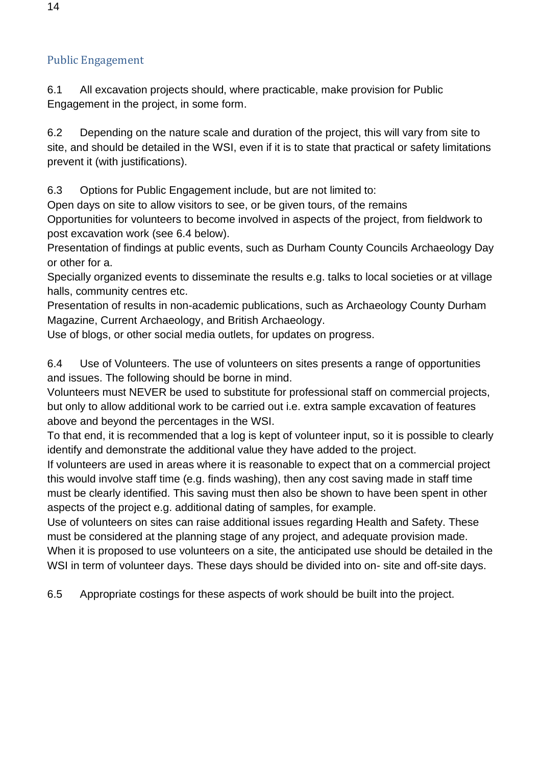## Public Engagement

6.1 All excavation projects should, where practicable, make provision for Public Engagement in the project, in some form.

6.2 Depending on the nature scale and duration of the project, this will vary from site to site, and should be detailed in the WSI, even if it is to state that practical or safety limitations prevent it (with justifications).

6.3 Options for Public Engagement include, but are not limited to:

Open days on site to allow visitors to see, or be given tours, of the remains

Opportunities for volunteers to become involved in aspects of the project, from fieldwork to post excavation work (see 6.4 below).

Presentation of findings at public events, such as Durham County Councils Archaeology Day or other for a.

Specially organized events to disseminate the results e.g. talks to local societies or at village halls, community centres etc.

Presentation of results in non-academic publications, such as Archaeology County Durham Magazine, Current Archaeology, and British Archaeology.

Use of blogs, or other social media outlets, for updates on progress.

6.4 Use of Volunteers. The use of volunteers on sites presents a range of opportunities and issues. The following should be borne in mind.

Volunteers must NEVER be used to substitute for professional staff on commercial projects, but only to allow additional work to be carried out i.e. extra sample excavation of features above and beyond the percentages in the WSI.

To that end, it is recommended that a log is kept of volunteer input, so it is possible to clearly identify and demonstrate the additional value they have added to the project.

If volunteers are used in areas where it is reasonable to expect that on a commercial project this would involve staff time (e.g. finds washing), then any cost saving made in staff time must be clearly identified. This saving must then also be shown to have been spent in other aspects of the project e.g. additional dating of samples, for example.

Use of volunteers on sites can raise additional issues regarding Health and Safety. These must be considered at the planning stage of any project, and adequate provision made.

When it is proposed to use volunteers on a site, the anticipated use should be detailed in the WSI in term of volunteer days. These days should be divided into on- site and off-site days.

6.5 Appropriate costings for these aspects of work should be built into the project.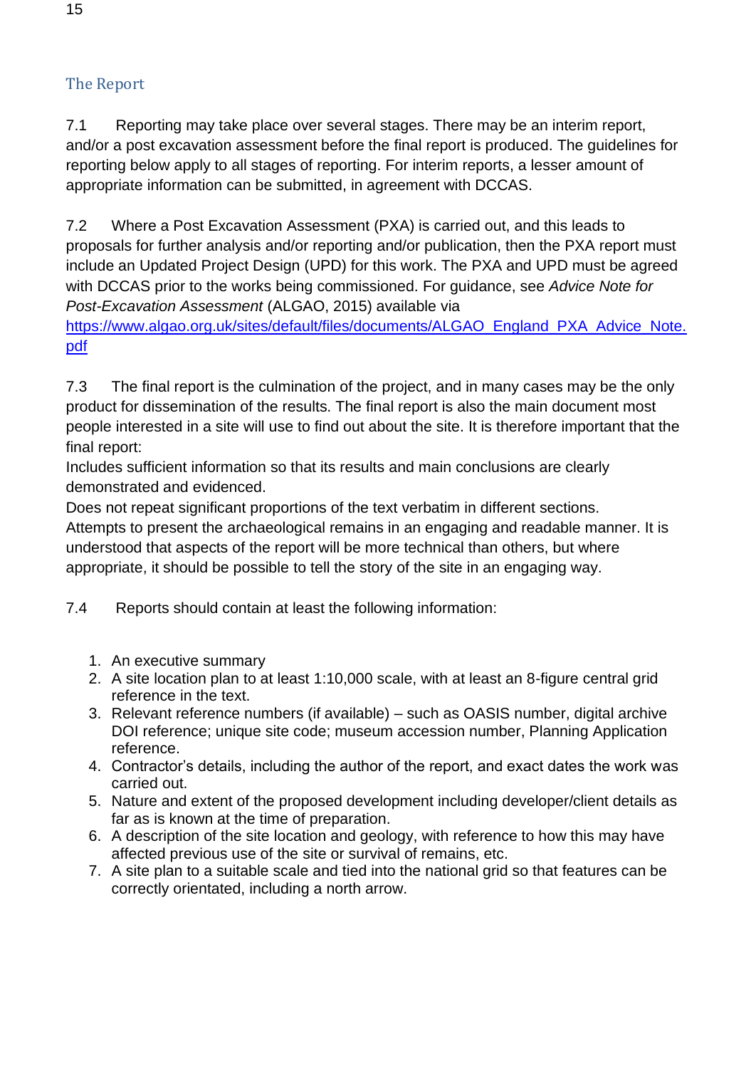## The Report

7.1 Reporting may take place over several stages. There may be an interim report, and/or a post excavation assessment before the final report is produced. The guidelines for reporting below apply to all stages of reporting. For interim reports, a lesser amount of appropriate information can be submitted, in agreement with DCCAS.

7.2 Where a Post Excavation Assessment (PXA) is carried out, and this leads to proposals for further analysis and/or reporting and/or publication, then the PXA report must include an Updated Project Design (UPD) for this work. The PXA and UPD must be agreed with DCCAS prior to the works being commissioned. For guidance, see *Advice Note for Post-Excavation Assessment* (ALGAO, 2015) available via [https://www.algao.org.uk/sites/default/files/documents/ALGAO_England_PXA_Advice_Note.pdf](https://www.algao.org.uk/sites/default/files/documents/ALGAO_England_PXA_Advice_Note.pdf)

7.3 The final report is the culmination of the project, and in many cases may be the only product for dissemination of the results. The final report is also the main document most people interested in a site will use to find out about the site. It is therefore important that the final report:

Includes sufficient information so that its results and main conclusions are clearly demonstrated and evidenced.

Does not repeat significant proportions of the text verbatim in different sections.

Attempts to present the archaeological remains in an engaging and readable manner. It is understood that aspects of the report will be more technical than others, but where appropriate, it should be possible to tell the story of the site in an engaging way.

7.4 Reports should contain at least the following information:

1. An executive summary
2. A site location plan to at least 1:10,000 scale, with at least an 8-figure central grid reference in the text.
3. Relevant reference numbers (if available) – such as OASIS number, digital archive DOI reference; unique site code; museum accession number, Planning Application reference.
4. Contractor's details, including the author of the report, and exact dates the work was carried out.
5. Nature and extent of the proposed development including developer/client details as far as is known at the time of preparation.
6. A description of the site location and geology, with reference to how this may have affected previous use of the site or survival of remains, etc.
7. A site plan to a suitable scale and tied into the national grid so that features can be correctly orientated, including a north arrow.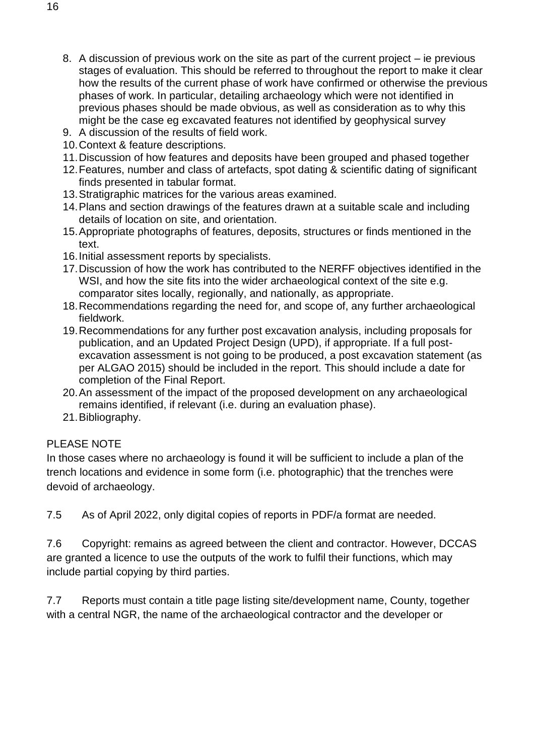8. A discussion of previous work on the site as part of the current project – ie previous stages of evaluation. This should be referred to throughout the report to make it clear how the results of the current phase of work have confirmed or otherwise the previous phases of work. In particular, detailing archaeology which were not identified in previous phases should be made obvious, as well as consideration as to why this might be the case eg excavated features not identified by geophysical survey
9. A discussion of the results of field work.
10. Context & feature descriptions.
11. Discussion of how features and deposits have been grouped and phased together
12. Features, number and class of artefacts, spot dating & scientific dating of significant finds presented in tabular format.
13. Stratigraphic matrices for the various areas examined.
14. Plans and section drawings of the features drawn at a suitable scale and including details of location on site, and orientation.
15. Appropriate photographs of features, deposits, structures or finds mentioned in the text.
16. Initial assessment reports by specialists.
17. Discussion of how the work has contributed to the NERFF objectives identified in the WSI, and how the site fits into the wider archaeological context of the site e.g. comparator sites locally, regionally, and nationally, as appropriate.
18. Recommendations regarding the need for, and scope of, any further archaeological fieldwork.
19. Recommendations for any further post excavation analysis, including proposals for publication, and an Updated Project Design (UPD), if appropriate. If a full post-excavation assessment is not going to be produced, a post excavation statement (as per ALGAO 2015) should be included in the report. This should include a date for completion of the Final Report.
20. An assessment of the impact of the proposed development on any archaeological remains identified, if relevant (i.e. during an evaluation phase).
21. Bibliography.

PLEASE NOTE

In those cases where no archaeology is found it will be sufficient to include a plan of the trench locations and evidence in some form (i.e. photographic) that the trenches were devoid of archaeology.

7.5 As of April 2022, only digital copies of reports in PDF/a format are needed.

7.6 Copyright: remains as agreed between the client and contractor. However, DCCAS are granted a licence to use the outputs of the work to fulfil their functions, which may include partial copying by third parties.

7.7 Reports must contain a title page listing site/development name, County, together with a central NGR, the name of the archaeological contractor and the developer or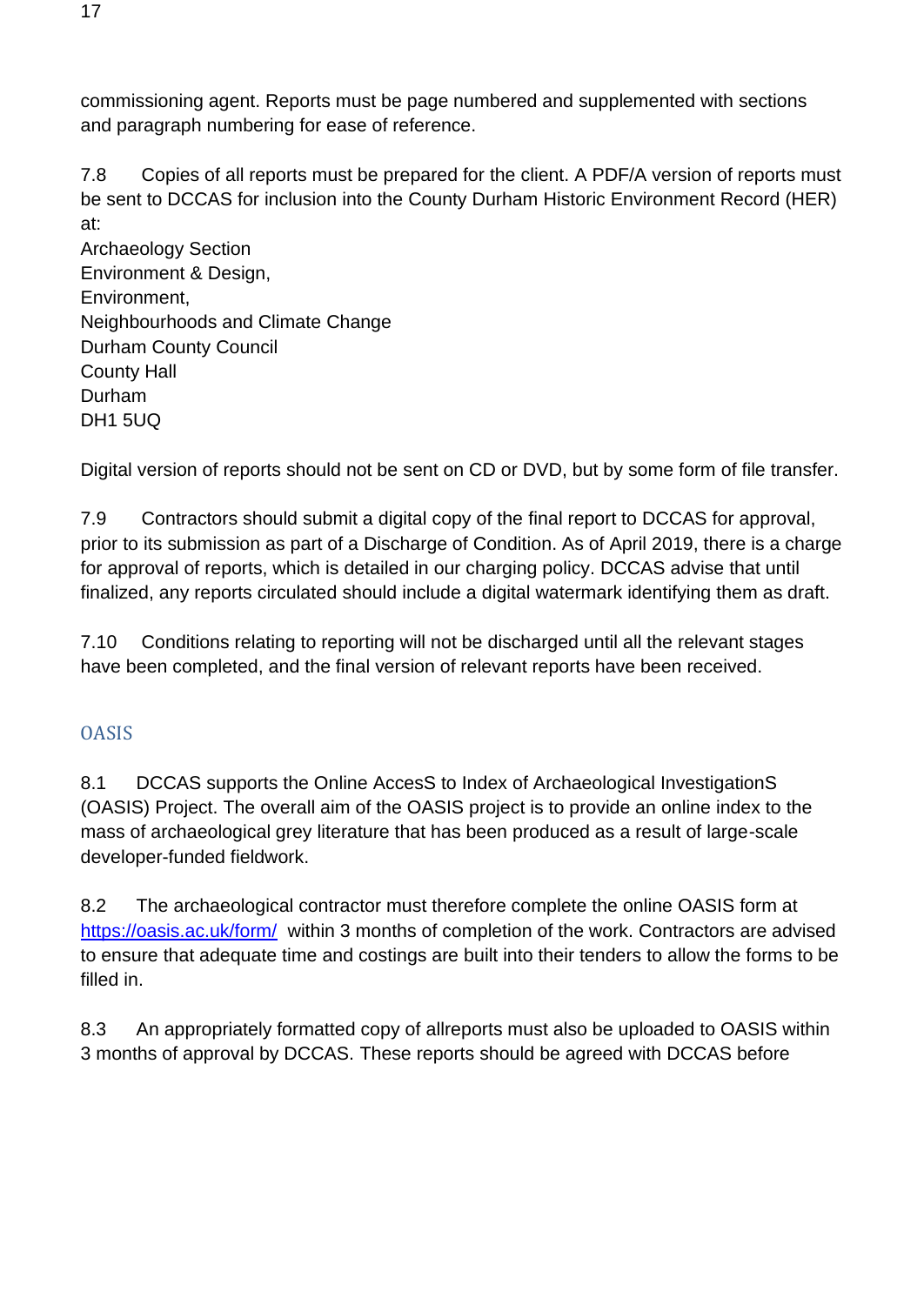commissioning agent. Reports must be page numbered and supplemented with sections and paragraph numbering for ease of reference.

7.8 Copies of all reports must be prepared for the client. A PDF/A version of reports must be sent to DCCAS for inclusion into the County Durham Historic Environment Record (HER) at:

Archaeology Section
Environment & Design,
Environment,
Neighbourhoods and Climate Change
Durham County Council
County Hall
Durham
DH1 5UQ

Digital version of reports should not be sent on CD or DVD, but by some form of file transfer.

7.9 Contractors should submit a digital copy of the final report to DCCAS for approval, prior to its submission as part of a Discharge of Condition. As of April 2019, there is a charge for approval of reports, which is detailed in our charging policy. DCCAS advise that until finalized, any reports circulated should include a digital watermark identifying them as draft.

7.10 Conditions relating to reporting will not be discharged until all the relevant stages have been completed, and the final version of relevant reports have been received.

## OASIS

8.1 DCCAS supports the Online AccesS to Index of Archaeological InvestigationS (OASIS) Project. The overall aim of the OASIS project is to provide an online index to the mass of archaeological grey literature that has been produced as a result of large-scale developer-funded fieldwork.

8.2 The archaeological contractor must therefore complete the online OASIS form at [https://oasis.ac.uk/form/](https://oasis.ac.uk/form/) within 3 months of completion of the work. Contractors are advised to ensure that adequate time and costings are built into their tenders to allow the forms to be filled in.

8.3 An appropriately formatted copy of allreports must also be uploaded to OASIS within 3 months of approval by DCCAS. These reports should be agreed with DCCAS before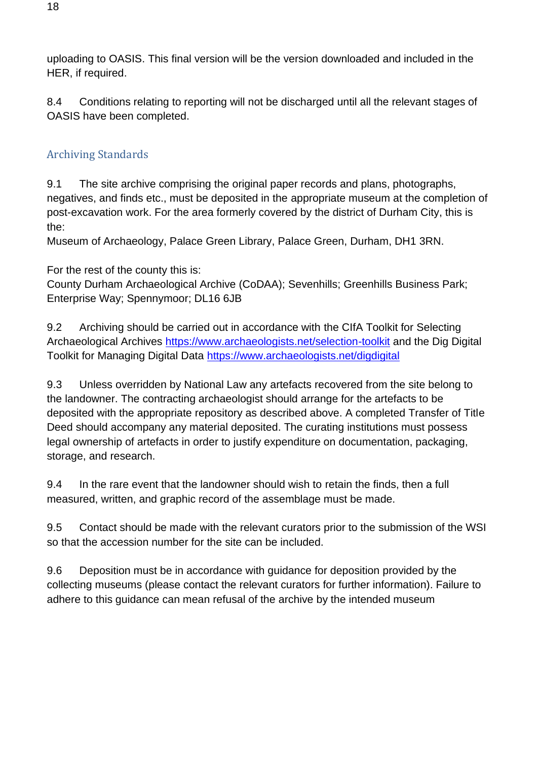uploading to OASIS. This final version will be the version downloaded and included in the HER, if required.

8.4 Conditions relating to reporting will not be discharged until all the relevant stages of OASIS have been completed.

## Archiving Standards

9.1 The site archive comprising the original paper records and plans, photographs, negatives, and finds etc., must be deposited in the appropriate museum at the completion of post-excavation work. For the area formerly covered by the district of Durham City, this is the:
Museum of Archaeology, Palace Green Library, Palace Green, Durham, DH1 3RN.

For the rest of the county this is:
County Durham Archaeological Archive (CoDAA); Sevenhills; Greenhills Business Park; Enterprise Way; Spennymoor; DL16 6JB

9.2 Archiving should be carried out in accordance with the CIfA Toolkit for Selecting Archaeological Archives https://www.archaeologists.net/selection-toolkit and the Dig Digital Toolkit for Managing Digital Data https://www.archaeologists.net/digdigital

9.3 Unless overridden by National Law any artefacts recovered from the site belong to the landowner. The contracting archaeologist should arrange for the artefacts to be deposited with the appropriate repository as described above. A completed Transfer of Title Deed should accompany any material deposited. The curating institutions must possess legal ownership of artefacts in order to justify expenditure on documentation, packaging, storage, and research.

9.4 In the rare event that the landowner should wish to retain the finds, then a full measured, written, and graphic record of the assemblage must be made.

9.5 Contact should be made with the relevant curators prior to the submission of the WSI so that the accession number for the site can be included.

9.6 Deposition must be in accordance with guidance for deposition provided by the collecting museums (please contact the relevant curators for further information). Failure to adhere to this guidance can mean refusal of the archive by the intended museum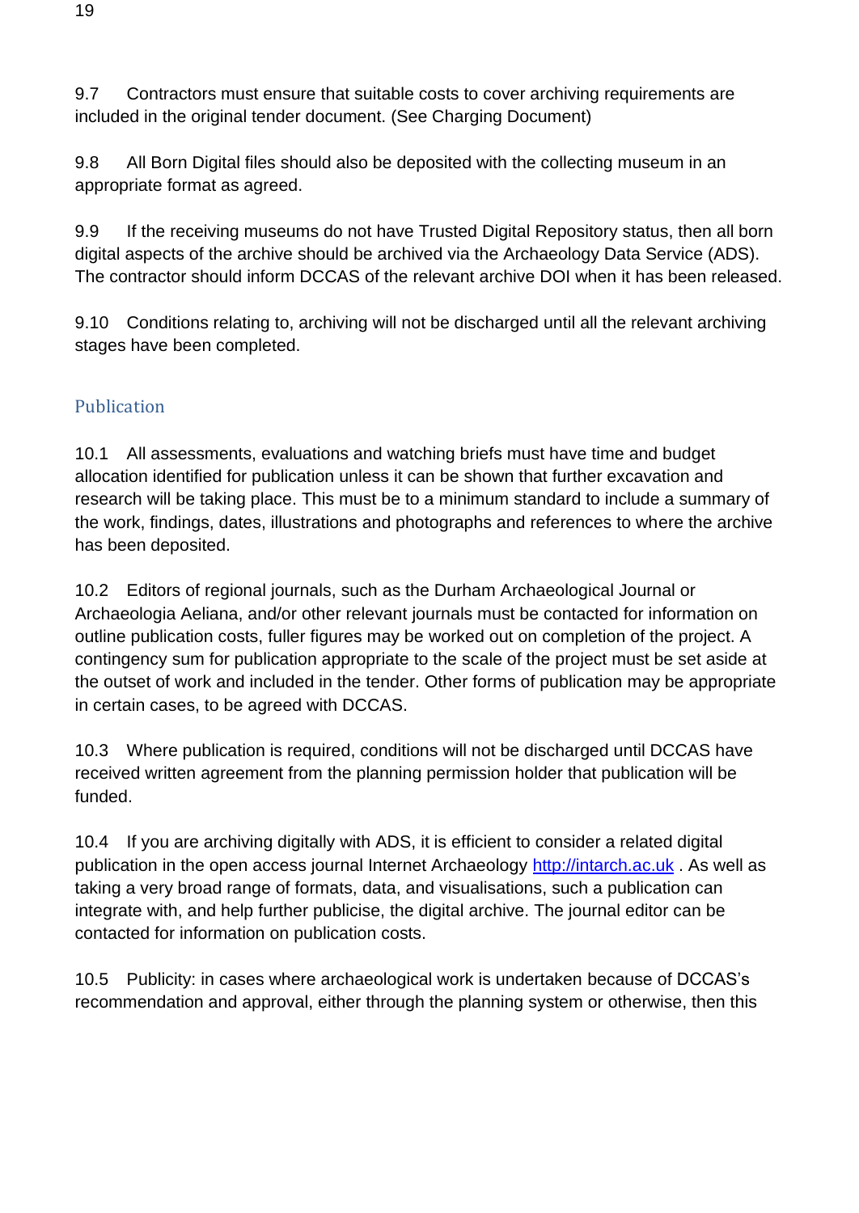9.7 Contractors must ensure that suitable costs to cover archiving requirements are included in the original tender document. (See Charging Document)

9.8 All Born Digital files should also be deposited with the collecting museum in an appropriate format as agreed.

9.9 If the receiving museums do not have Trusted Digital Repository status, then all born digital aspects of the archive should be archived via the Archaeology Data Service (ADS). The contractor should inform DCCAS of the relevant archive DOI when it has been released.

9.10 Conditions relating to, archiving will not be discharged until all the relevant archiving stages have been completed.

## Publication

10.1 All assessments, evaluations and watching briefs must have time and budget allocation identified for publication unless it can be shown that further excavation and research will be taking place. This must be to a minimum standard to include a summary of the work, findings, dates, illustrations and photographs and references to where the archive has been deposited.

10.2 Editors of regional journals, such as the Durham Archaeological Journal or Archaeologia Aeliana, and/or other relevant journals must be contacted for information on outline publication costs, fuller figures may be worked out on completion of the project. A contingency sum for publication appropriate to the scale of the project must be set aside at the outset of work and included in the tender. Other forms of publication may be appropriate in certain cases, to be agreed with DCCAS.

10.3 Where publication is required, conditions will not be discharged until DCCAS have received written agreement from the planning permission holder that publication will be funded.

10.4 If you are archiving digitally with ADS, it is efficient to consider a related digital publication in the open access journal Internet Archaeology [http://intarch.ac.uk](http://intarch.ac.uk) . As well as taking a very broad range of formats, data, and visualisations, such a publication can integrate with, and help further publicise, the digital archive. The journal editor can be contacted for information on publication costs.

10.5 Publicity: in cases where archaeological work is undertaken because of DCCAS's recommendation and approval, either through the planning system or otherwise, then this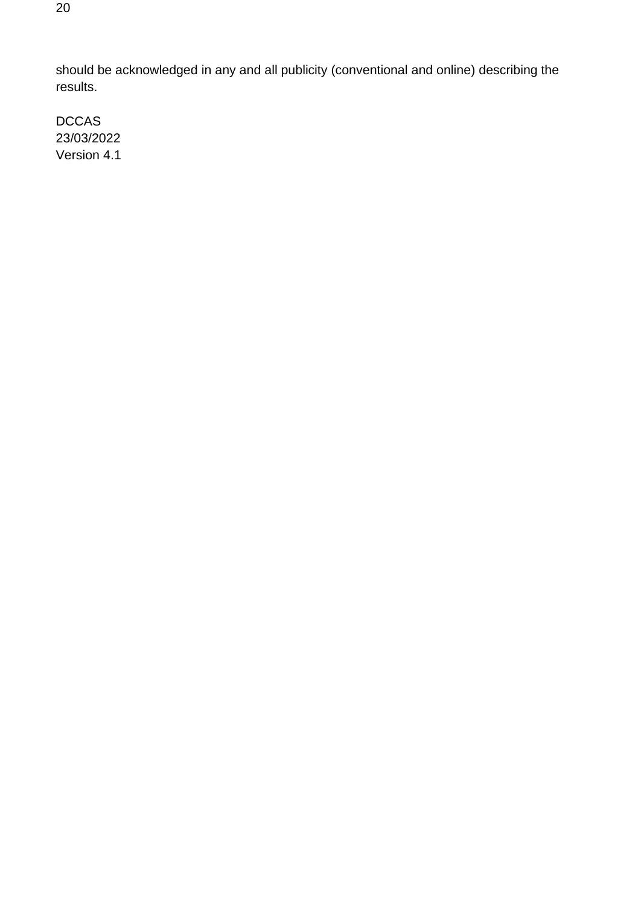should be acknowledged in any and all publicity (conventional and online) describing the results.

DCCAS  
23/03/2022  
Version 4.1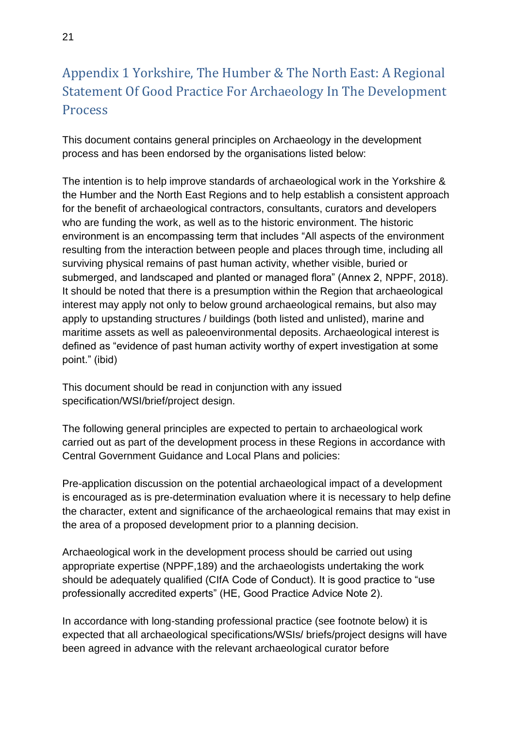## Appendix 1 Yorkshire, The Humber & The North East: A Regional Statement Of Good Practice For Archaeology In The Development Process

This document contains general principles on Archaeology in the development process and has been endorsed by the organisations listed below:

The intention is to help improve standards of archaeological work in the Yorkshire & the Humber and the North East Regions and to help establish a consistent approach for the benefit of archaeological contractors, consultants, curators and developers who are funding the work, as well as to the historic environment. The historic environment is an encompassing term that includes "All aspects of the environment resulting from the interaction between people and places through time, including all surviving physical remains of past human activity, whether visible, buried or submerged, and landscaped and planted or managed flora" (Annex 2, NPPF, 2018). It should be noted that there is a presumption within the Region that archaeological interest may apply not only to below ground archaeological remains, but also may apply to upstanding structures / buildings (both listed and unlisted), marine and maritime assets as well as paleoenvironmental deposits. Archaeological interest is defined as "evidence of past human activity worthy of expert investigation at some point." (ibid)

This document should be read in conjunction with any issued specification/WSI/brief/project design.

The following general principles are expected to pertain to archaeological work carried out as part of the development process in these Regions in accordance with Central Government Guidance and Local Plans and policies:

Pre-application discussion on the potential archaeological impact of a development is encouraged as is pre-determination evaluation where it is necessary to help define the character, extent and significance of the archaeological remains that may exist in the area of a proposed development prior to a planning decision.

Archaeological work in the development process should be carried out using appropriate expertise (NPPF,189) and the archaeologists undertaking the work should be adequately qualified (CIfA Code of Conduct). It is good practice to "use professionally accredited experts" (HE, Good Practice Advice Note 2).

In accordance with long-standing professional practice (see footnote below) it is expected that all archaeological specifications/WSIs/ briefs/project designs will have been agreed in advance with the relevant archaeological curator before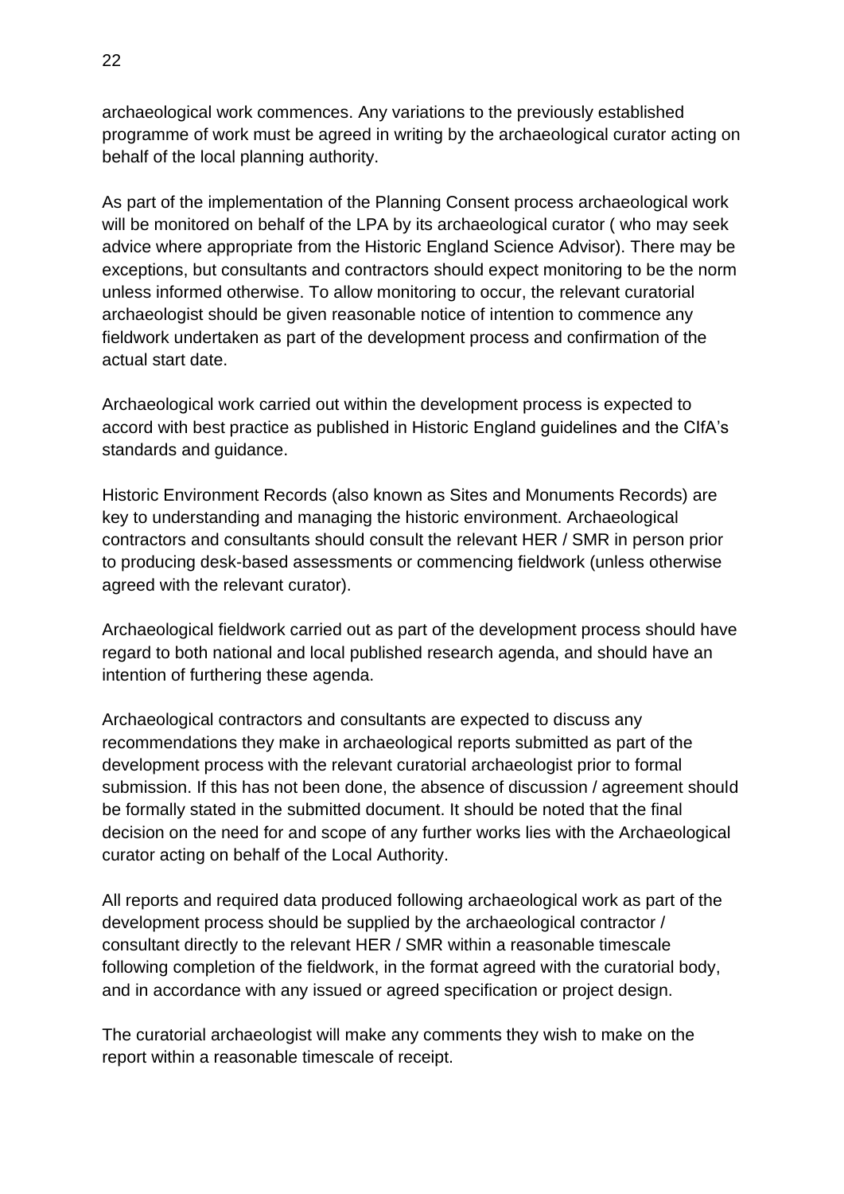archaeological work commences. Any variations to the previously established programme of work must be agreed in writing by the archaeological curator acting on behalf of the local planning authority.

As part of the implementation of the Planning Consent process archaeological work will be monitored on behalf of the LPA by its archaeological curator ( who may seek advice where appropriate from the Historic England Science Advisor). There may be exceptions, but consultants and contractors should expect monitoring to be the norm unless informed otherwise. To allow monitoring to occur, the relevant curatorial archaeologist should be given reasonable notice of intention to commence any fieldwork undertaken as part of the development process and confirmation of the actual start date.

Archaeological work carried out within the development process is expected to accord with best practice as published in Historic England guidelines and the CIfA's standards and guidance.

Historic Environment Records (also known as Sites and Monuments Records) are key to understanding and managing the historic environment. Archaeological contractors and consultants should consult the relevant HER / SMR in person prior to producing desk-based assessments or commencing fieldwork (unless otherwise agreed with the relevant curator).

Archaeological fieldwork carried out as part of the development process should have regard to both national and local published research agenda, and should have an intention of furthering these agenda.

Archaeological contractors and consultants are expected to discuss any recommendations they make in archaeological reports submitted as part of the development process with the relevant curatorial archaeologist prior to formal submission. If this has not been done, the absence of discussion / agreement should be formally stated in the submitted document. It should be noted that the final decision on the need for and scope of any further works lies with the Archaeological curator acting on behalf of the Local Authority.

All reports and required data produced following archaeological work as part of the development process should be supplied by the archaeological contractor / consultant directly to the relevant HER / SMR within a reasonable timescale following completion of the fieldwork, in the format agreed with the curatorial body, and in accordance with any issued or agreed specification or project design.

The curatorial archaeologist will make any comments they wish to make on the report within a reasonable timescale of receipt.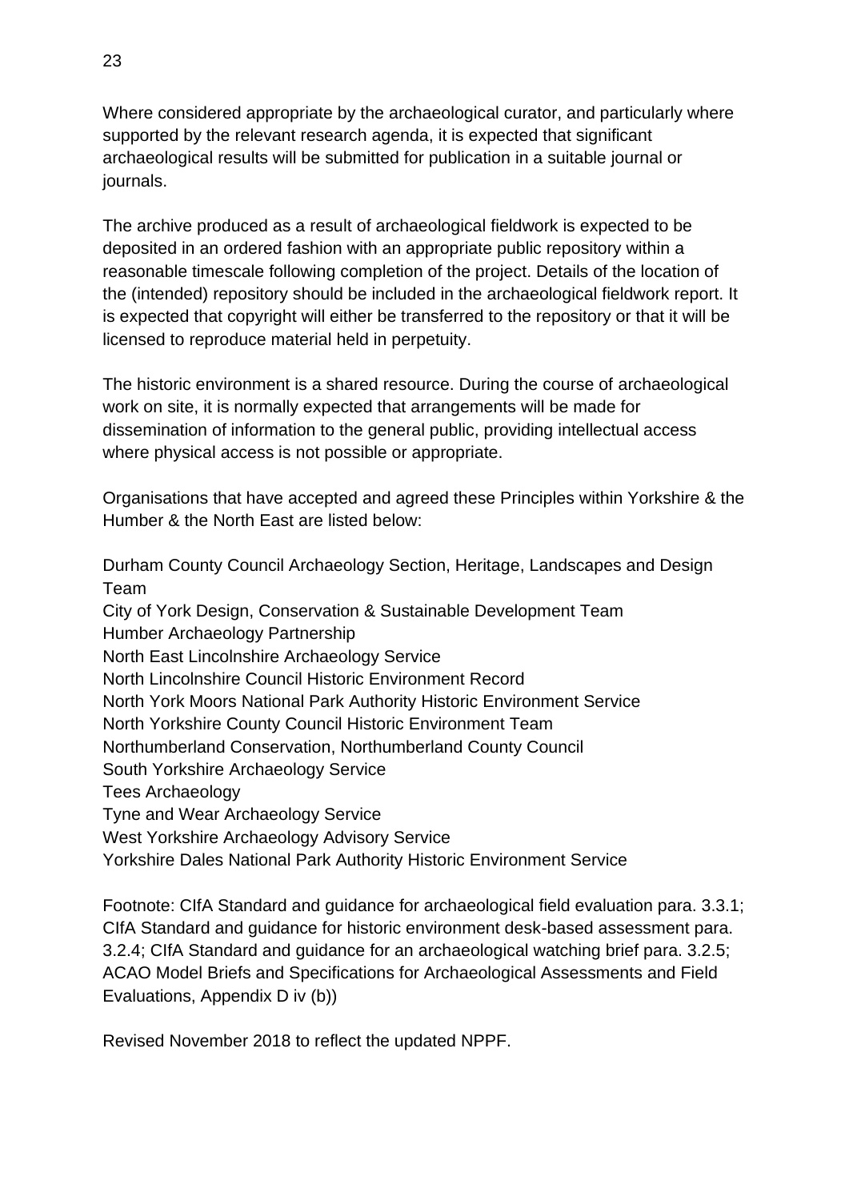Where considered appropriate by the archaeological curator, and particularly where supported by the relevant research agenda, it is expected that significant archaeological results will be submitted for publication in a suitable journal or journals.

The archive produced as a result of archaeological fieldwork is expected to be deposited in an ordered fashion with an appropriate public repository within a reasonable timescale following completion of the project. Details of the location of the (intended) repository should be included in the archaeological fieldwork report. It is expected that copyright will either be transferred to the repository or that it will be licensed to reproduce material held in perpetuity.

The historic environment is a shared resource. During the course of archaeological work on site, it is normally expected that arrangements will be made for dissemination of information to the general public, providing intellectual access where physical access is not possible or appropriate.

Organisations that have accepted and agreed these Principles within Yorkshire & the Humber & the North East are listed below:

Durham County Council Archaeology Section, Heritage, Landscapes and Design Team
City of York Design, Conservation & Sustainable Development Team
Humber Archaeology Partnership
North East Lincolnshire Archaeology Service
North Lincolnshire Council Historic Environment Record
North York Moors National Park Authority Historic Environment Service
North Yorkshire County Council Historic Environment Team
Northumberland Conservation, Northumberland County Council
South Yorkshire Archaeology Service
Tees Archaeology
Tyne and Wear Archaeology Service
West Yorkshire Archaeology Advisory Service
Yorkshire Dales National Park Authority Historic Environment Service

Footnote: CIfA Standard and guidance for archaeological field evaluation para. 3.3.1; CIfA Standard and guidance for historic environment desk-based assessment para. 3.2.4; CIfA Standard and guidance for an archaeological watching brief para. 3.2.5; ACAO Model Briefs and Specifications for Archaeological Assessments and Field Evaluations, Appendix D iv (b))

Revised November 2018 to reflect the updated NPPF.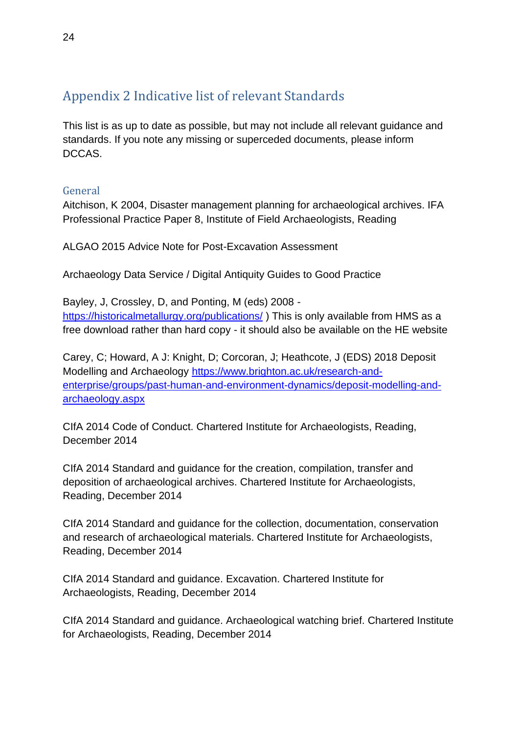## Appendix 2 Indicative list of relevant Standards

This list is as up to date as possible, but may not include all relevant guidance and standards. If you note any missing or superceded documents, please inform DCCAS.

### General

Aitchison, K 2004, Disaster management planning for archaeological archives. IFA Professional Practice Paper 8, Institute of Field Archaeologists, Reading

ALGAO 2015 Advice Note for Post-Excavation Assessment

Archaeology Data Service / Digital Antiquity Guides to Good Practice

Bayley, J, Crossley, D, and Ponting, M (eds) 2008 - https://historicalmetallurgy.org/publications/ ) This is only available from HMS as a free download rather than hard copy - it should also be available on the HE website

Carey, C; Howard, A J: Knight, D; Corcoran, J; Heathcote, J (EDS) 2018 Deposit Modelling and Archaeology https://www.brighton.ac.uk/research-and-enterprise/groups/past-human-and-environment-dynamics/deposit-modelling-and-archaeology.aspx

CIfA 2014 Code of Conduct. Chartered Institute for Archaeologists, Reading, December 2014

CIfA 2014 Standard and guidance for the creation, compilation, transfer and deposition of archaeological archives. Chartered Institute for Archaeologists, Reading, December 2014

CIfA 2014 Standard and guidance for the collection, documentation, conservation and research of archaeological materials. Chartered Institute for Archaeologists, Reading, December 2014

CIfA 2014 Standard and guidance. Excavation. Chartered Institute for Archaeologists, Reading, December 2014

CIfA 2014 Standard and guidance. Archaeological watching brief. Chartered Institute for Archaeologists, Reading, December 2014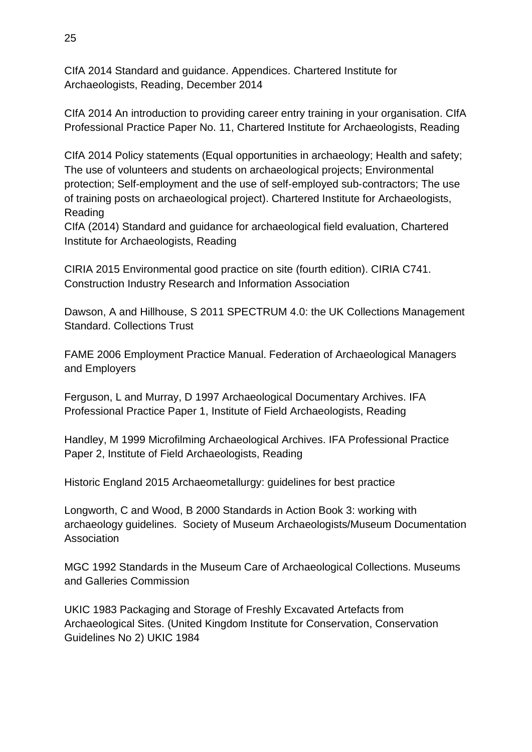CIfA 2014 Standard and guidance. Appendices. Chartered Institute for Archaeologists, Reading, December 2014

CIfA 2014 An introduction to providing career entry training in your organisation. CIfA Professional Practice Paper No. 11, Chartered Institute for Archaeologists, Reading

CIfA 2014 Policy statements (Equal opportunities in archaeology; Health and safety; The use of volunteers and students on archaeological projects; Environmental protection; Self-employment and the use of self-employed sub-contractors; The use of training posts on archaeological project). Chartered Institute for Archaeologists, Reading
CIfA (2014) Standard and guidance for archaeological field evaluation, Chartered Institute for Archaeologists, Reading

CIRIA 2015 Environmental good practice on site (fourth edition). CIRIA C741. Construction Industry Research and Information Association

Dawson, A and Hillhouse, S 2011 SPECTRUM 4.0: the UK Collections Management Standard. Collections Trust

FAME 2006 Employment Practice Manual. Federation of Archaeological Managers and Employers

Ferguson, L and Murray, D 1997 Archaeological Documentary Archives. IFA Professional Practice Paper 1, Institute of Field Archaeologists, Reading

Handley, M 1999 Microfilming Archaeological Archives. IFA Professional Practice Paper 2, Institute of Field Archaeologists, Reading

Historic England 2015 Archaeometallurgy: guidelines for best practice

Longworth, C and Wood, B 2000 Standards in Action Book 3: working with archaeology guidelines. Society of Museum Archaeologists/Museum Documentation Association

MGC 1992 Standards in the Museum Care of Archaeological Collections. Museums and Galleries Commission

UKIC 1983 Packaging and Storage of Freshly Excavated Artefacts from Archaeological Sites. (United Kingdom Institute for Conservation, Conservation Guidelines No 2) UKIC 1984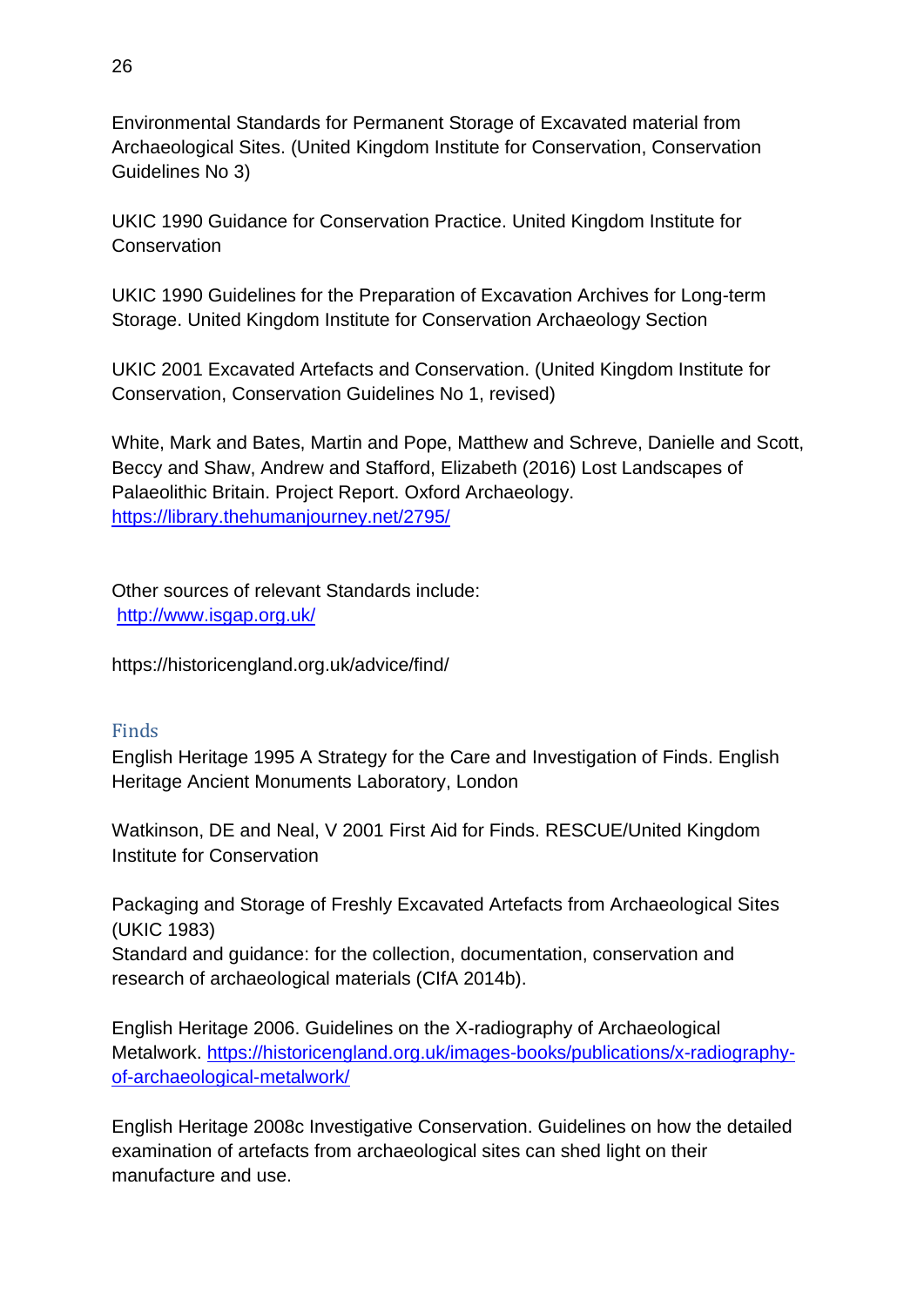Environmental Standards for Permanent Storage of Excavated material from Archaeological Sites. (United Kingdom Institute for Conservation, Conservation Guidelines No 3)

UKIC 1990 Guidance for Conservation Practice. United Kingdom Institute for Conservation

UKIC 1990 Guidelines for the Preparation of Excavation Archives for Long-term Storage. United Kingdom Institute for Conservation Archaeology Section

UKIC 2001 Excavated Artefacts and Conservation. (United Kingdom Institute for Conservation, Conservation Guidelines No 1, revised)

White, Mark and Bates, Martin and Pope, Matthew and Schreve, Danielle and Scott, Beccy and Shaw, Andrew and Stafford, Elizabeth (2016) Lost Landscapes of Palaeolithic Britain. Project Report. Oxford Archaeology. https://library.thehumanjourney.net/2795/

Other sources of relevant Standards include:
http://www.isgap.org.uk/

https://historicengland.org.uk/advice/find/

## Finds

English Heritage 1995 A Strategy for the Care and Investigation of Finds. English Heritage Ancient Monuments Laboratory, London

Watkinson, DE and Neal, V 2001 First Aid for Finds. RESCUE/United Kingdom Institute for Conservation

Packaging and Storage of Freshly Excavated Artefacts from Archaeological Sites (UKIC 1983)
Standard and guidance: for the collection, documentation, conservation and research of archaeological materials (CIfA 2014b).

English Heritage 2006. Guidelines on the X-radiography of Archaeological Metalwork. https://historicengland.org.uk/images-books/publications/x-radiography-of-archaeological-metalwork/

English Heritage 2008c Investigative Conservation. Guidelines on how the detailed examination of artefacts from archaeological sites can shed light on their manufacture and use.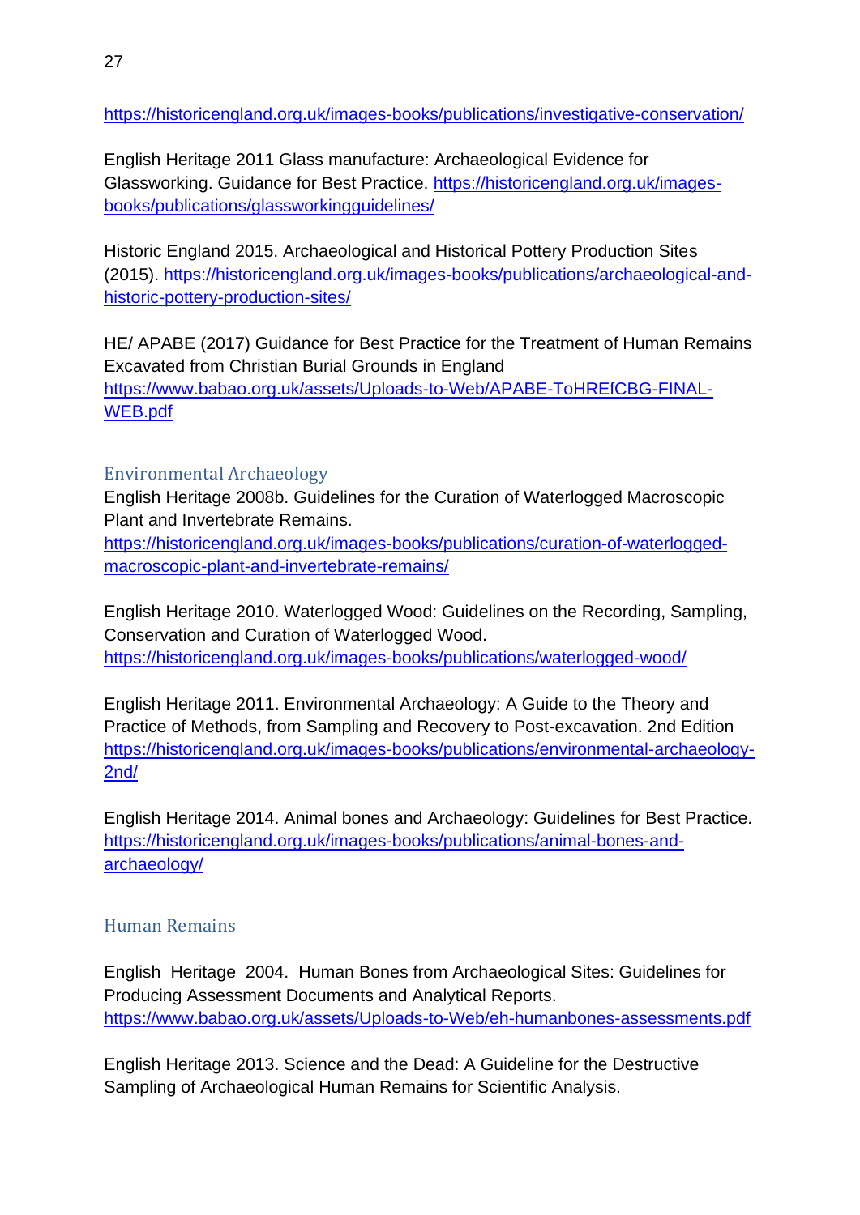https://historicengland.org.uk/images-books/publications/investigative-conservation/

English Heritage 2011 Glass manufacture: Archaeological Evidence for Glassworking. Guidance for Best Practice. https://historicengland.org.uk/images-books/publications/glassworkingguidelines/

Historic England 2015. Archaeological and Historical Pottery Production Sites (2015). https://historicengland.org.uk/images-books/publications/archaeological-and-historic-pottery-production-sites/

HE/ APABE (2017) Guidance for Best Practice for the Treatment of Human Remains Excavated from Christian Burial Grounds in England https://www.babao.org.uk/assets/Uploads-to-Web/APABE-ToHREfCBG-FINAL-WEB.pdf

### Environmental Archaeology

English Heritage 2008b. Guidelines for the Curation of Waterlogged Macroscopic Plant and Invertebrate Remains. https://historicengland.org.uk/images-books/publications/curation-of-waterlogged-macroscopic-plant-and-invertebrate-remains/

English Heritage 2010. Waterlogged Wood: Guidelines on the Recording, Sampling, Conservation and Curation of Waterlogged Wood. https://historicengland.org.uk/images-books/publications/waterlogged-wood/

English Heritage 2011. Environmental Archaeology: A Guide to the Theory and Practice of Methods, from Sampling and Recovery to Post-excavation. 2nd Edition https://historicengland.org.uk/images-books/publications/environmental-archaeology-2nd/

English Heritage 2014. Animal bones and Archaeology: Guidelines for Best Practice. https://historicengland.org.uk/images-books/publications/animal-bones-and-archaeology/

### Human Remains

English Heritage 2004. Human Bones from Archaeological Sites: Guidelines for Producing Assessment Documents and Analytical Reports. https://www.babao.org.uk/assets/Uploads-to-Web/eh-humanbones-assessments.pdf

English Heritage 2013. Science and the Dead: A Guideline for the Destructive Sampling of Archaeological Human Remains for Scientific Analysis.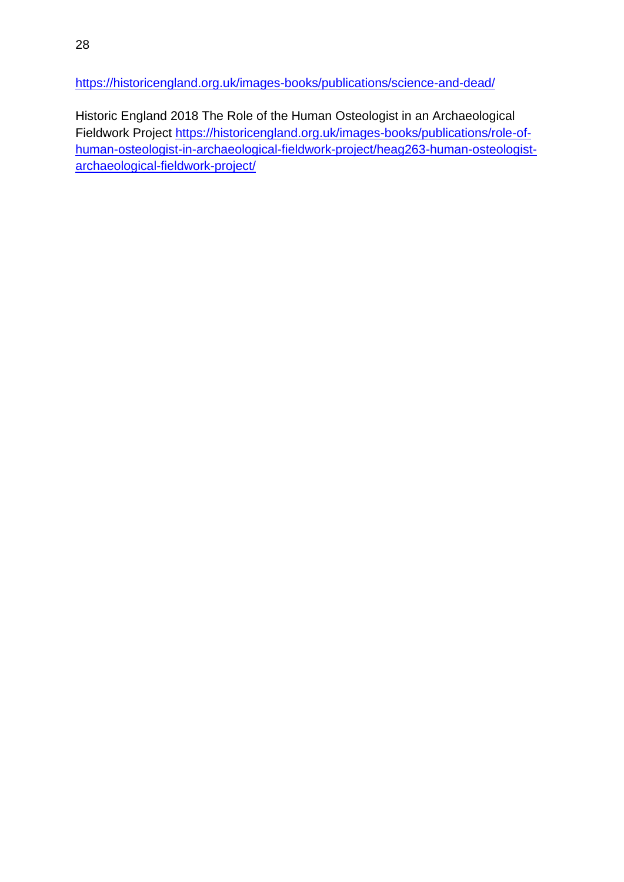https://historicengland.org.uk/images-books/publications/science-and-dead/

Historic England 2018 The Role of the Human Osteologist in an Archaeological Fieldwork Project https://historicengland.org.uk/images-books/publications/role-of-human-osteologist-in-archaeological-fieldwork-project/heag263-human-osteologist-archaeological-fieldwork-project/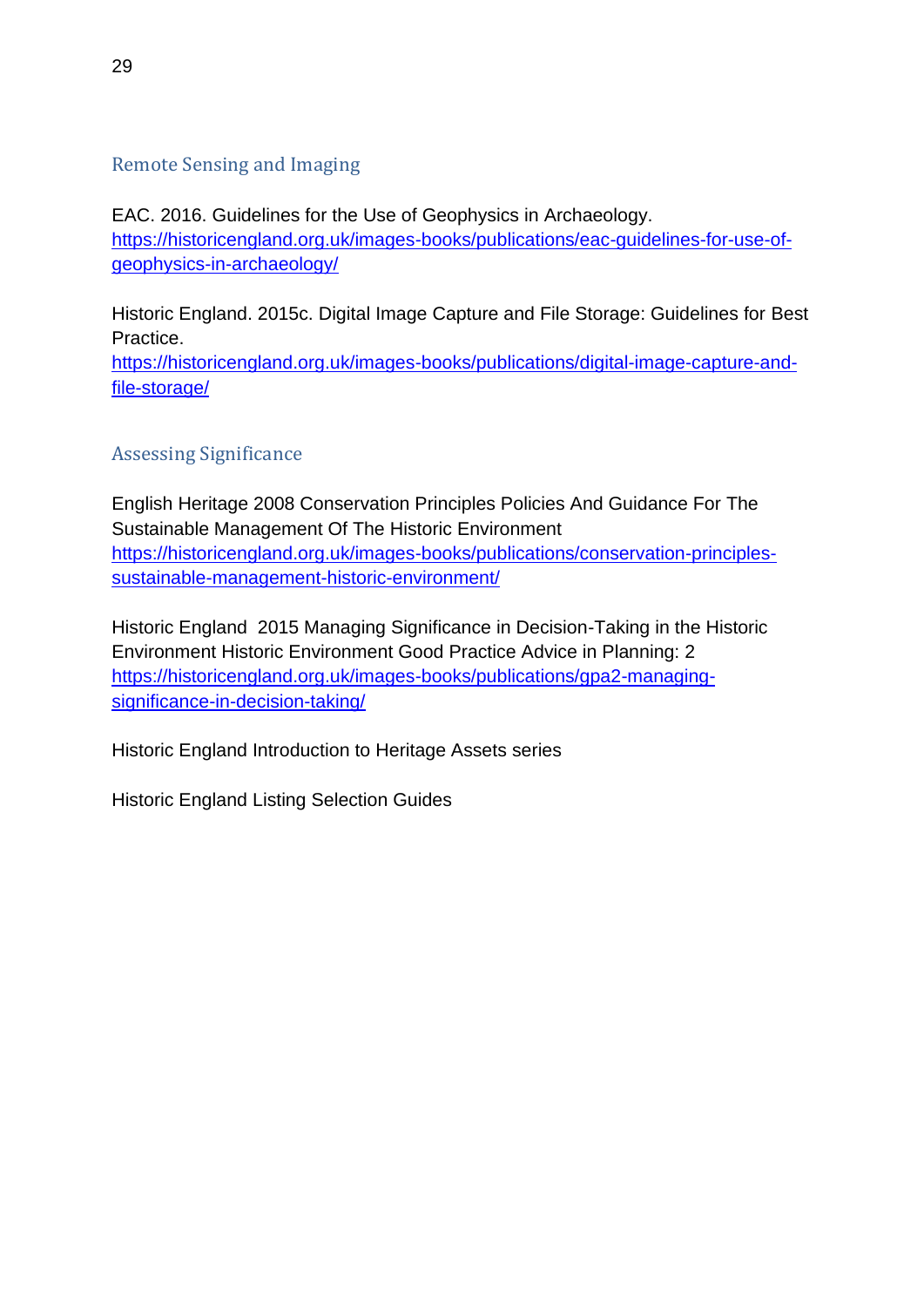## Remote Sensing and Imaging

EAC. 2016. Guidelines for the Use of Geophysics in Archaeology. https://historicengland.org.uk/images-books/publications/eac-guidelines-for-use-of-geophysics-in-archaeology/

Historic England. 2015c. Digital Image Capture and File Storage: Guidelines for Best Practice. https://historicengland.org.uk/images-books/publications/digital-image-capture-and-file-storage/

## Assessing Significance

English Heritage 2008 Conservation Principles Policies And Guidance For The Sustainable Management Of The Historic Environment https://historicengland.org.uk/images-books/publications/conservation-principles-sustainable-management-historic-environment/

Historic England 2015 Managing Significance in Decision-Taking in the Historic Environment Historic Environment Good Practice Advice in Planning: 2 https://historicengland.org.uk/images-books/publications/gpa2-managing-significance-in-decision-taking/

Historic England Introduction to Heritage Assets series

Historic England Listing Selection Guides